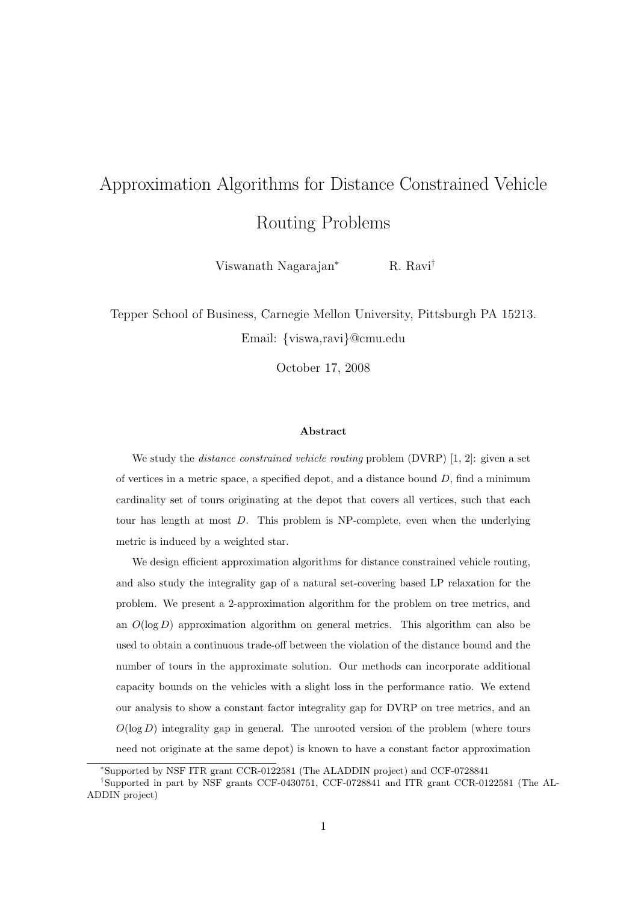# Approximation Algorithms for Distance Constrained Vehicle Routing Problems

Viswanath Nagarajan* R. Ravi†

Tepper School of Business, Carnegie Mellon University, Pittsburgh PA 15213.
Email: {viswa,ravi}@cmu.edu

October 17, 2008

### Abstract

We study the *distance constrained vehicle routing* problem (DVRP) [1, 2]: given a set of vertices in a metric space, a specified depot, and a distance bound $D$, find a minimum cardinality set of tours originating at the depot that covers all vertices, such that each tour has length at most $D$. This problem is NP-complete, even when the underlying metric is induced by a weighted star.

We design efficient approximation algorithms for distance constrained vehicle routing, and also study the integrality gap of a natural set-covering based LP relaxation for the problem. We present a 2-approximation algorithm for the problem on tree metrics, and an $O(\log D)$ approximation algorithm on general metrics. This algorithm can also be used to obtain a continuous trade-off between the violation of the distance bound and the number of tours in the approximate solution. Our methods can incorporate additional capacity bounds on the vehicles with a slight loss in the performance ratio. We extend our analysis to show a constant factor integrality gap for DVRP on tree metrics, and an $O(\log D)$ integrality gap in general. The unrooted version of the problem (where tours need not originate at the same depot) is known to have a constant factor approximation

*Supported by NSF ITR grant CCR-0122581 (The ALADDIN project) and CCF-0728841

†Supported in part by NSF grants CCF-0430751, CCF-0728841 and ITR grant CCR-0122581 (The ALADDIN project)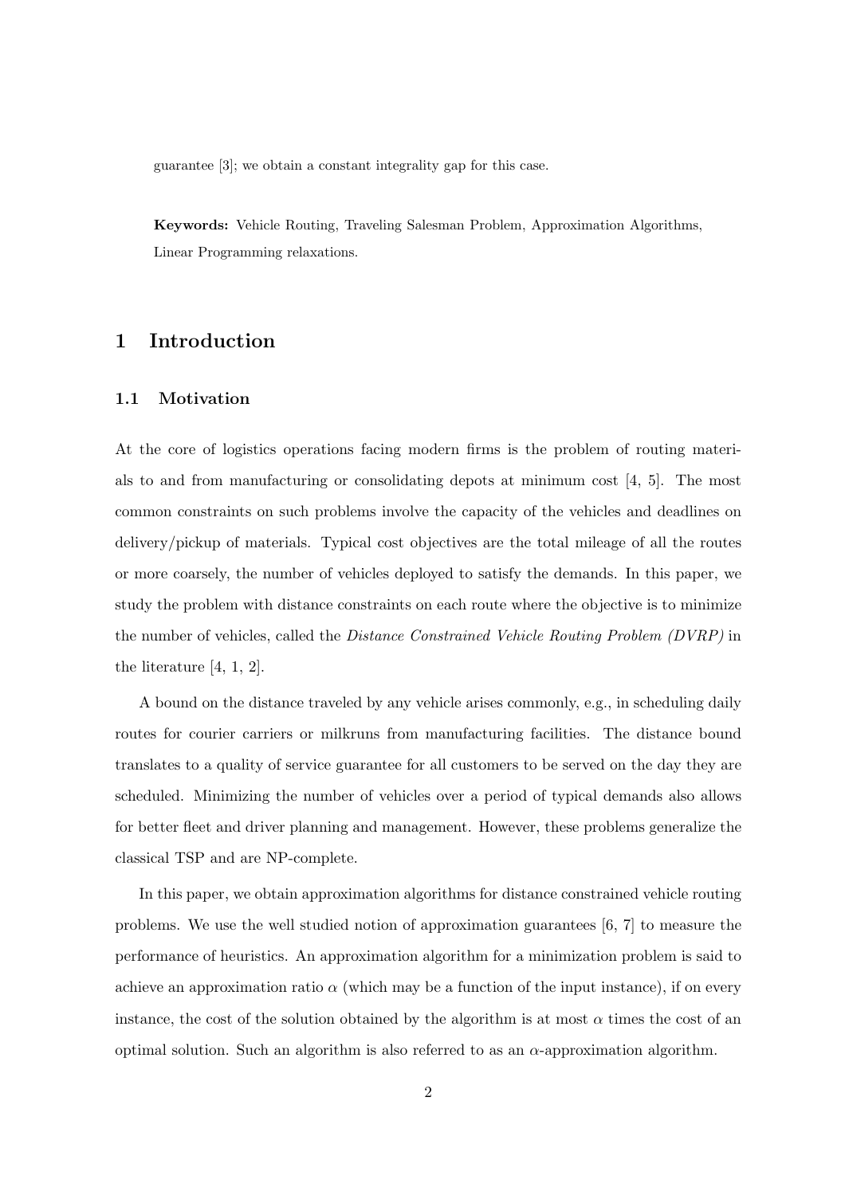guarantee [3]; we obtain a constant integrality gap for this case.

**Keywords:** Vehicle Routing, Traveling Salesman Problem, Approximation Algorithms, Linear Programming relaxations.

# 1 Introduction

## 1.1 Motivation

At the core of logistics operations facing modern firms is the problem of routing materials to and from manufacturing or consolidating depots at minimum cost [4, 5]. The most common constraints on such problems involve the capacity of the vehicles and deadlines on delivery/pickup of materials. Typical cost objectives are the total mileage of all the routes or more coarsely, the number of vehicles deployed to satisfy the demands. In this paper, we study the problem with distance constraints on each route where the objective is to minimize the number of vehicles, called the *Distance Constrained Vehicle Routing Problem (DVRP)* in the literature [4, 1, 2].

A bound on the distance traveled by any vehicle arises commonly, e.g., in scheduling daily routes for courier carriers or milkruns from manufacturing facilities. The distance bound translates to a quality of service guarantee for all customers to be served on the day they are scheduled. Minimizing the number of vehicles over a period of typical demands also allows for better fleet and driver planning and management. However, these problems generalize the classical TSP and are NP-complete.

In this paper, we obtain approximation algorithms for distance constrained vehicle routing problems. We use the well studied notion of approximation guarantees [6, 7] to measure the performance of heuristics. An approximation algorithm for a minimization problem is said to achieve an approximation ratio $\alpha$ (which may be a function of the input instance), if on every instance, the cost of the solution obtained by the algorithm is at most $\alpha$ times the cost of an optimal solution. Such an algorithm is also referred to as an $\alpha$-approximation algorithm.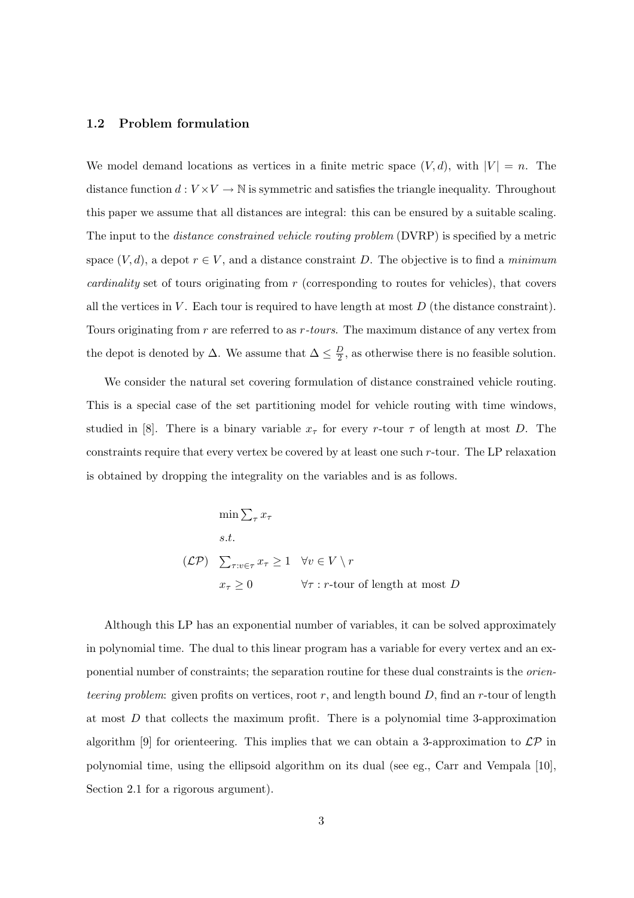### 1.2 Problem formulation

We model demand locations as vertices in a finite metric space $(V, d)$, with $|V| = n$. The distance function $d : V \times V \to \mathbb{N}$ is symmetric and satisfies the triangle inequality. Throughout this paper we assume that all distances are integral: this can be ensured by a suitable scaling. The input to the *distance constrained vehicle routing problem* (DVRP) is specified by a metric space $(V, d)$, a depot $r \in V$, and a distance constraint $D$. The objective is to find a *minimum cardinality* set of tours originating from $r$ (corresponding to routes for vehicles), that covers all the vertices in $V$. Each tour is required to have length at most $D$ (the distance constraint). Tours originating from $r$ are referred to as $r$*-tours*. The maximum distance of any vertex from the depot is denoted by $\Delta$. We assume that $\Delta \leq \frac{D}{2}$, as otherwise there is no feasible solution.

We consider the natural set covering formulation of distance constrained vehicle routing. This is a special case of the set partitioning model for vehicle routing with time windows, studied in [8]. There is a binary variable $x_\tau$ for every $r$-tour $\tau$ of length at most $D$. The constraints require that every vertex be covered by at least one such $r$-tour. The LP relaxation is obtained by dropping the integrality on the variables and is as follows.

$$
(\mathcal{LP}) \quad
\begin{array}{ll}
\min \sum_\tau x_\tau & \\
s.t. & \\
\sum_{\tau : v \in \tau} x_\tau \geq 1 & \forall v \in V \setminus r \\
x_\tau \geq 0 & \forall \tau : r\text{-tour of length at most } D
\end{array}
$$

Although this LP has an exponential number of variables, it can be solved approximately in polynomial time. The dual to this linear program has a variable for every vertex and an exponential number of constraints; the separation routine for these dual constraints is the *orienteering problem*: given profits on vertices, root $r$, and length bound $D$, find an $r$-tour of length at most $D$ that collects the maximum profit. There is a polynomial time 3-approximation algorithm [9] for orienteering. This implies that we can obtain a 3-approximation to $\mathcal{LP}$ in polynomial time, using the ellipsoid algorithm on its dual (see eg., Carr and Vempala [10], Section 2.1 for a rigorous argument).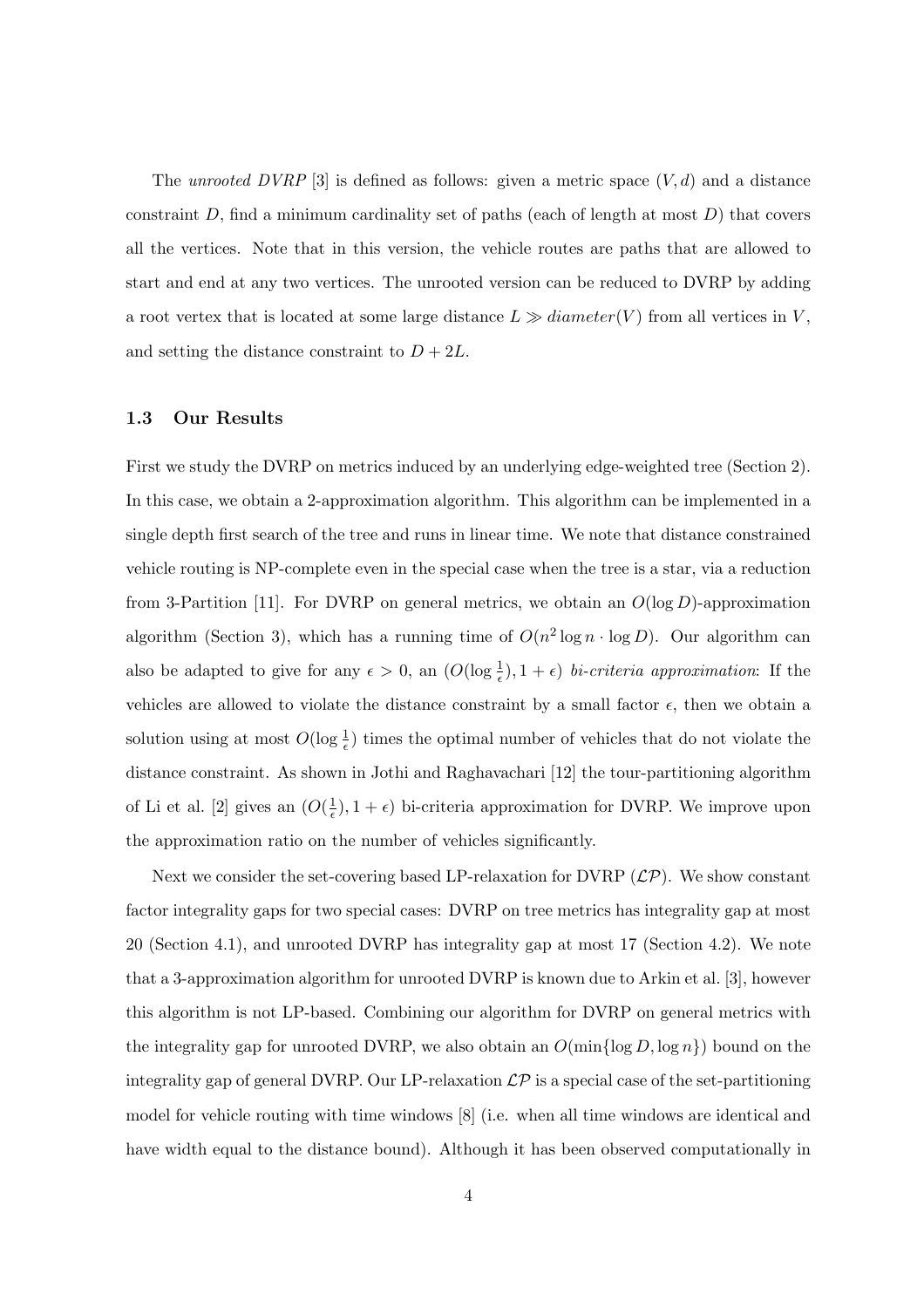The *unrooted DVRP* [3] is defined as follows: given a metric space $(V, d)$ and a distance constraint $D$, find a minimum cardinality set of paths (each of length at most $D$) that covers all the vertices. Note that in this version, the vehicle routes are paths that are allowed to start and end at any two vertices. The unrooted version can be reduced to DVRP by adding a root vertex that is located at some large distance $L \gg diameter(V)$ from all vertices in $V$, and setting the distance constraint to $D + 2L$.

### 1.3 Our Results

First we study the DVRP on metrics induced by an underlying edge-weighted tree (Section 2). In this case, we obtain a 2-approximation algorithm. This algorithm can be implemented in a single depth first search of the tree and runs in linear time. We note that distance constrained vehicle routing is NP-complete even in the special case when the tree is a star, via a reduction from 3-Partition [11]. For DVRP on general metrics, we obtain an $O(\log D)$-approximation algorithm (Section 3), which has a running time of $O(n^2 \log n \cdot \log D)$. Our algorithm can also be adapted to give for any $\epsilon > 0$, an $(O(\log \frac{1}{\epsilon}), 1 + \epsilon)$ *bi-criteria approximation*: If the vehicles are allowed to violate the distance constraint by a small factor $\epsilon$, then we obtain a solution using at most $O(\log \frac{1}{\epsilon})$ times the optimal number of vehicles that do not violate the distance constraint. As shown in Jothi and Raghavachari [12] the tour-partitioning algorithm of Li et al. [2] gives an $(O(\frac{1}{\epsilon}), 1 + \epsilon)$ bi-criteria approximation for DVRP. We improve upon the approximation ratio on the number of vehicles significantly.

Next we consider the set-covering based LP-relaxation for DVRP ($\mathcal{LP}$). We show constant factor integrality gaps for two special cases: DVRP on tree metrics has integrality gap at most 20 (Section 4.1), and unrooted DVRP has integrality gap at most 17 (Section 4.2). We note that a 3-approximation algorithm for unrooted DVRP is known due to Arkin et al. [3], however this algorithm is not LP-based. Combining our algorithm for DVRP on general metrics with the integrality gap for unrooted DVRP, we also obtain an $O(\min\{\log D, \log n\})$ bound on the integrality gap of general DVRP. Our LP-relaxation $\mathcal{LP}$ is a special case of the set-partitioning model for vehicle routing with time windows [8] (i.e. when all time windows are identical and have width equal to the distance bound). Although it has been observed computationally in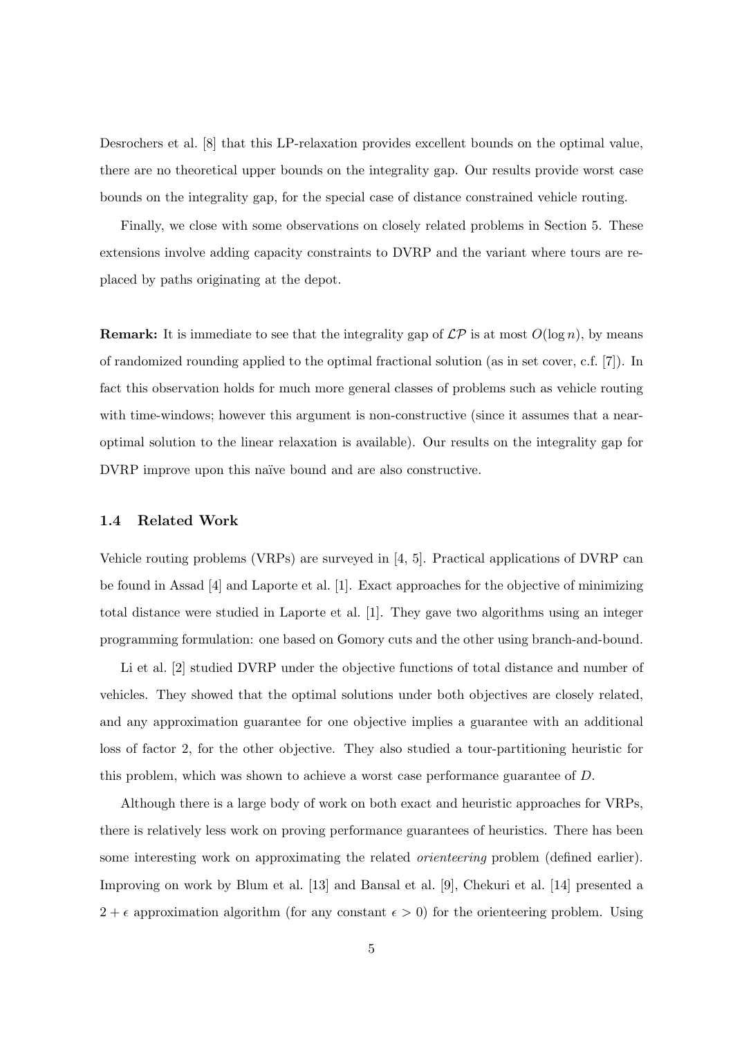Desrochers et al. [8] that this LP-relaxation provides excellent bounds on the optimal value, there are no theoretical upper bounds on the integrality gap. Our results provide worst case bounds on the integrality gap, for the special case of distance constrained vehicle routing.

Finally, we close with some observations on closely related problems in Section 5. These extensions involve adding capacity constraints to DVRP and the variant where tours are replaced by paths originating at the depot.

**Remark:** It is immediate to see that the integrality gap of $\mathcal{LP}$ is at most $O(\log n)$, by means of randomized rounding applied to the optimal fractional solution (as in set cover, c.f. [7]). In fact this observation holds for much more general classes of problems such as vehicle routing with time-windows; however this argument is non-constructive (since it assumes that a near-optimal solution to the linear relaxation is available). Our results on the integrality gap for DVRP improve upon this naïve bound and are also constructive.

### 1.4 Related Work

Vehicle routing problems (VRPs) are surveyed in [4, 5]. Practical applications of DVRP can be found in Assad [4] and Laporte et al. [1]. Exact approaches for the objective of minimizing total distance were studied in Laporte et al. [1]. They gave two algorithms using an integer programming formulation: one based on Gomory cuts and the other using branch-and-bound.

Li et al. [2] studied DVRP under the objective functions of total distance and number of vehicles. They showed that the optimal solutions under both objectives are closely related, and any approximation guarantee for one objective implies a guarantee with an additional loss of factor 2, for the other objective. They also studied a tour-partitioning heuristic for this problem, which was shown to achieve a worst case performance guarantee of $D$.

Although there is a large body of work on both exact and heuristic approaches for VRPs, there is relatively less work on proving performance guarantees of heuristics. There has been some interesting work on approximating the related *orienteering* problem (defined earlier). Improving on work by Blum et al. [13] and Bansal et al. [9], Chekuri et al. [14] presented a $2 + \epsilon$ approximation algorithm (for any constant $\epsilon > 0$) for the orienteering problem. Using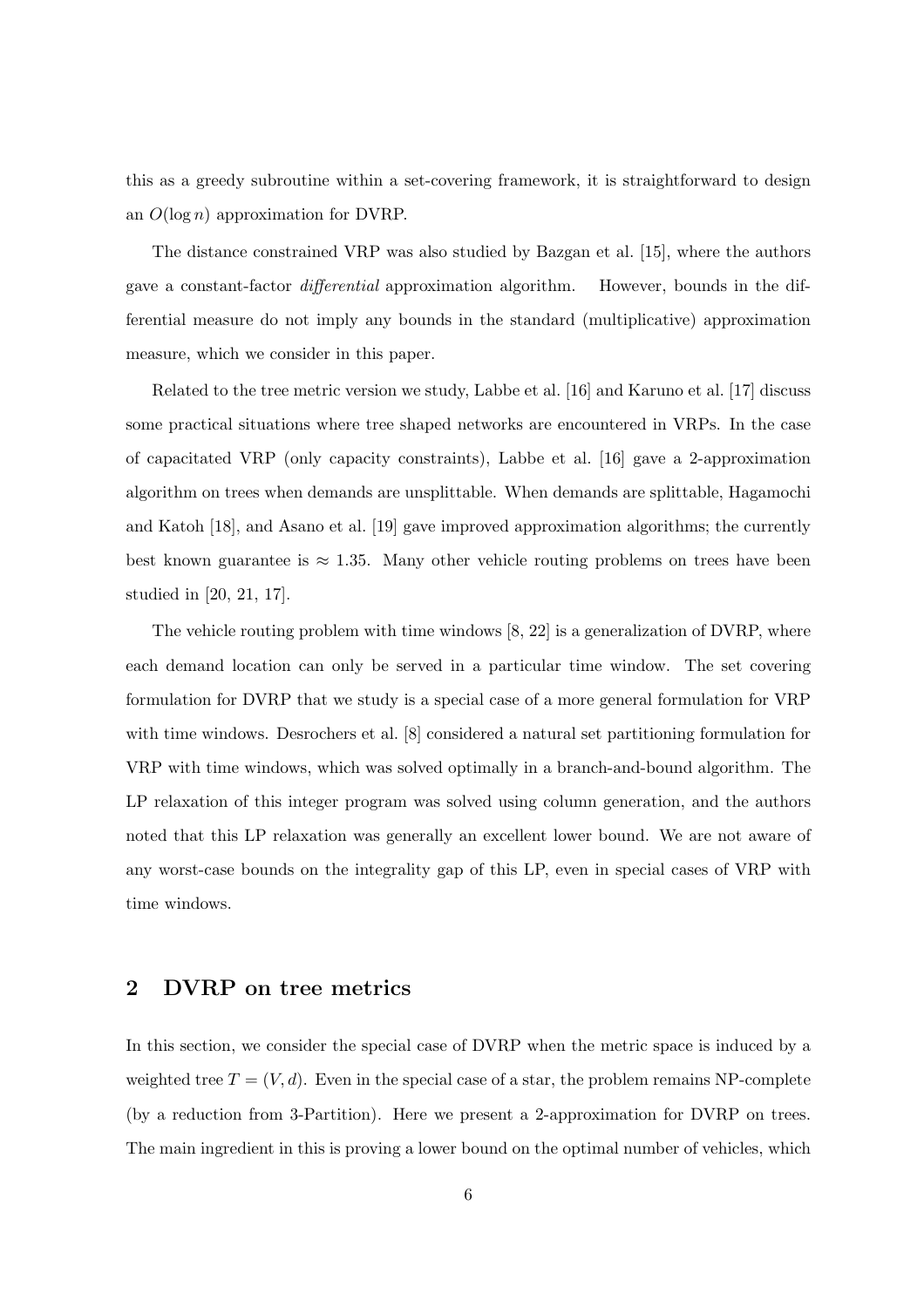this as a greedy subroutine within a set-covering framework, it is straightforward to design an $O(\log n)$ approximation for DVRP.

The distance constrained VRP was also studied by Bazgan et al. [15], where the authors gave a constant-factor *differential* approximation algorithm. However, bounds in the differential measure do not imply any bounds in the standard (multiplicative) approximation measure, which we consider in this paper.

Related to the tree metric version we study, Labbe et al. [16] and Karuno et al. [17] discuss some practical situations where tree shaped networks are encountered in VRPs. In the case of capacitated VRP (only capacity constraints), Labbe et al. [16] gave a 2-approximation algorithm on trees when demands are unsplittable. When demands are splittable, Hagamochi and Katoh [18], and Asano et al. [19] gave improved approximation algorithms; the currently best known guarantee is $\approx 1.35$. Many other vehicle routing problems on trees have been studied in [20, 21, 17].

The vehicle routing problem with time windows [8, 22] is a generalization of DVRP, where each demand location can only be served in a particular time window. The set covering formulation for DVRP that we study is a special case of a more general formulation for VRP with time windows. Desrochers et al. [8] considered a natural set partitioning formulation for VRP with time windows, which was solved optimally in a branch-and-bound algorithm. The LP relaxation of this integer program was solved using column generation, and the authors noted that this LP relaxation was generally an excellent lower bound. We are not aware of any worst-case bounds on the integrality gap of this LP, even in special cases of VRP with time windows.

## 2 DVRP on tree metrics

In this section, we consider the special case of DVRP when the metric space is induced by a weighted tree $T = (V, d)$. Even in the special case of a star, the problem remains NP-complete (by a reduction from 3-Partition). Here we present a 2-approximation for DVRP on trees. The main ingredient in this is proving a lower bound on the optimal number of vehicles, which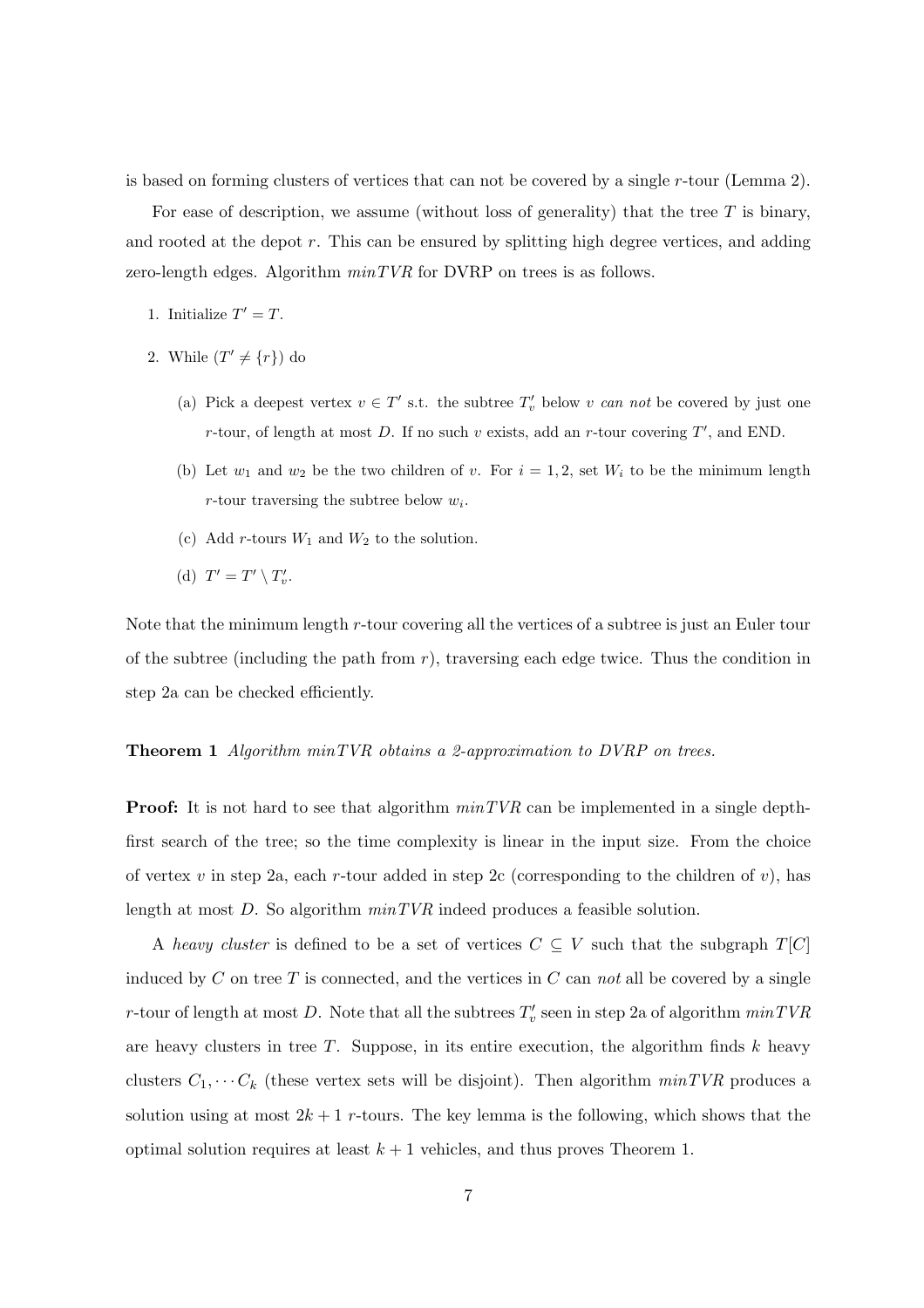is based on forming clusters of vertices that can not be covered by a single $r$-tour (Lemma 2).

For ease of description, we assume (without loss of generality) that the tree $T$ is binary, and rooted at the depot $r$. This can be ensured by splitting high degree vertices, and adding zero-length edges. Algorithm $minTVR$ for DVRP on trees is as follows.

1. Initialize $T' = T$.
2. While $(T' \neq \{r\})$ do
   (a) Pick a deepest vertex $v \in T'$ s.t. the subtree $T'_v$ below $v$ *can not* be covered by just one $r$-tour, of length at most $D$. If no such $v$ exists, add an $r$-tour covering $T'$, and END.
   (b) Let $w_1$ and $w_2$ be the two children of $v$. For $i = 1, 2$, set $W_i$ to be the minimum length $r$-tour traversing the subtree below $w_i$.
   (c) Add $r$-tours $W_1$ and $W_2$ to the solution.
   (d) $T' = T' \setminus T'_v$.

Note that the minimum length $r$-tour covering all the vertices of a subtree is just an Euler tour of the subtree (including the path from $r$), traversing each edge twice. Thus the condition in step 2a can be checked efficiently.

**Theorem 1** *Algorithm minTVR obtains a 2-approximation to DVRP on trees.*

**Proof:** It is not hard to see that algorithm $minTVR$ can be implemented in a single depth-first search of the tree; so the time complexity is linear in the input size. From the choice of vertex $v$ in step 2a, each $r$-tour added in step 2c (corresponding to the children of $v$), has length at most $D$. So algorithm $minTVR$ indeed produces a feasible solution.

A *heavy cluster* is defined to be a set of vertices $C \subseteq V$ such that the subgraph $T[C]$ induced by $C$ on tree $T$ is connected, and the vertices in $C$ can *not* all be covered by a single $r$-tour of length at most $D$. Note that all the subtrees $T'_v$ seen in step 2a of algorithm $minTVR$ are heavy clusters in tree $T$. Suppose, in its entire execution, the algorithm finds $k$ heavy clusters $C_1, \cdots C_k$ (these vertex sets will be disjoint). Then algorithm $minTVR$ produces a solution using at most $2k + 1$ $r$-tours. The key lemma is the following, which shows that the optimal solution requires at least $k + 1$ vehicles, and thus proves Theorem 1.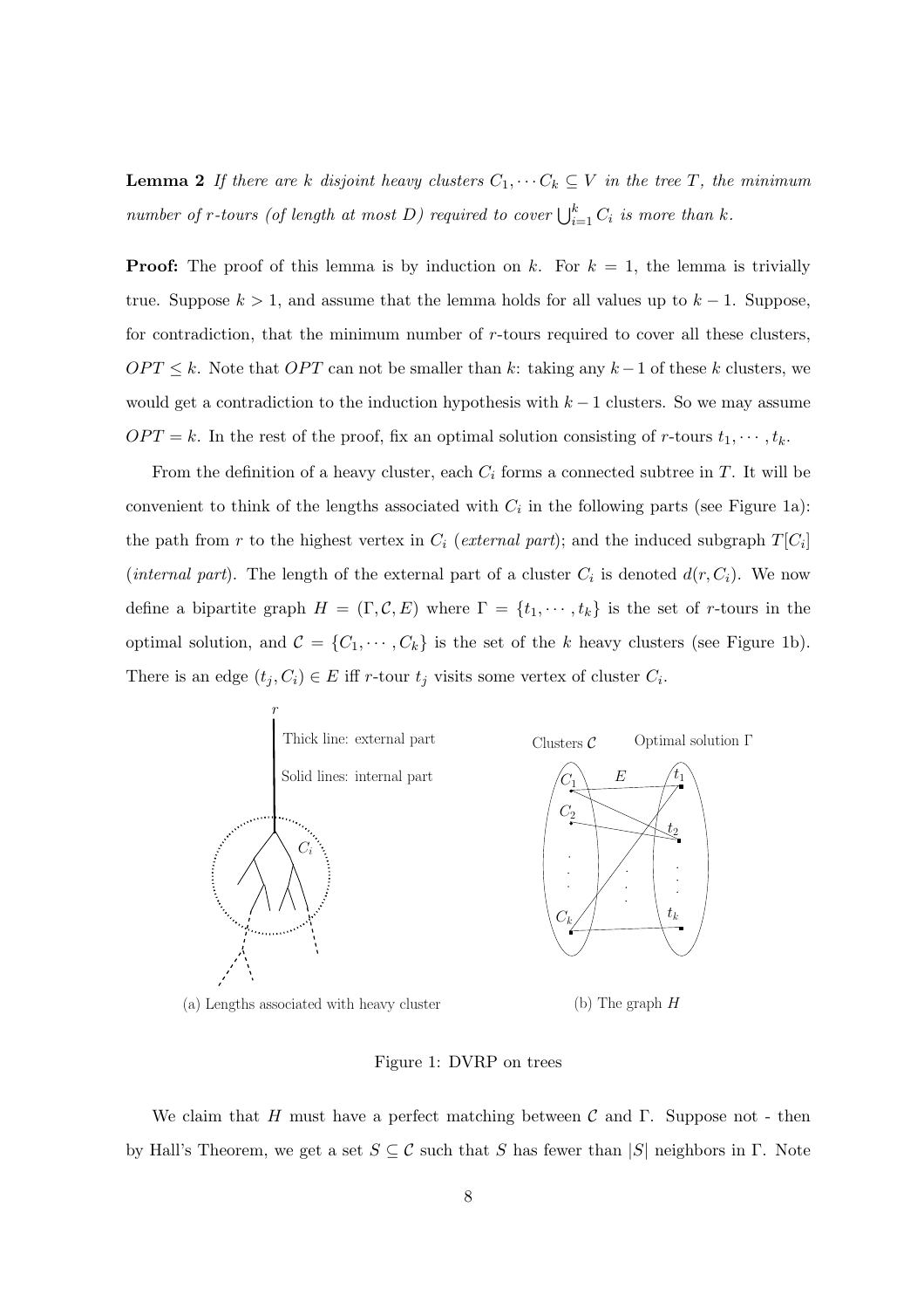**Lemma 2** *If there are $k$ disjoint heavy clusters $C_1, \cdots C_k \subseteq V$ in the tree $T$, the minimum number of $r$-tours (of length at most $D$) required to cover $\bigcup_{i=1}^{k} C_i$ is more than $k$.*

**Proof:** The proof of this lemma is by induction on $k$. For $k = 1$, the lemma is trivially true. Suppose $k > 1$, and assume that the lemma holds for all values up to $k-1$. Suppose, for contradiction, that the minimum number of $r$-tours required to cover all these clusters, $OPT \leq k$. Note that $OPT$ can not be smaller than $k$: taking any $k-1$ of these $k$ clusters, we would get a contradiction to the induction hypothesis with $k-1$ clusters. So we may assume $OPT = k$. In the rest of the proof, fix an optimal solution consisting of $r$-tours $t_1, \cdots, t_k$.

From the definition of a heavy cluster, each $C_i$ forms a connected subtree in $T$. It will be convenient to think of the lengths associated with $C_i$ in the following parts (see Figure 1a): the path from $r$ to the highest vertex in $C_i$ (*external part*); and the induced subgraph $T[C_i]$ (*internal part*). The length of the external part of a cluster $C_i$ is denoted $d(r, C_i)$. We now define a bipartite graph $H = (\Gamma, \mathcal{C}, E)$ where $\Gamma = \{t_1, \cdots, t_k\}$ is the set of $r$-tours in the optimal solution, and $\mathcal{C} = \{C_1, \cdots, C_k\}$ is the set of the $k$ heavy clusters (see Figure 1b). There is an edge $(t_j, C_i) \in E$ iff $r$-tour $t_j$ visits some vertex of cluster $C_i$.

(a) Lengths associated with heavy cluster

(b) The graph $H$

Figure 1: DVRP on trees

We claim that $H$ must have a perfect matching between $\mathcal{C}$ and $\Gamma$. Suppose not - then by Hall's Theorem, we get a set $S \subseteq \mathcal{C}$ such that $S$ has fewer than $|S|$ neighbors in $\Gamma$. Note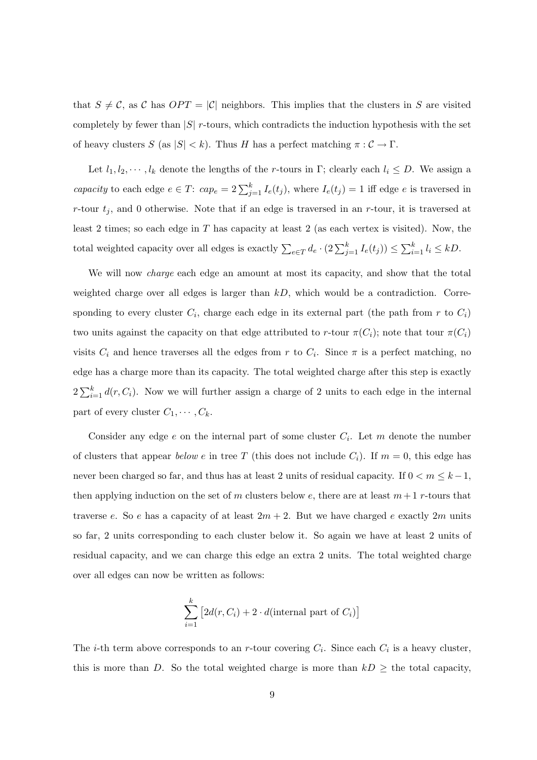that $S \neq \mathcal{C}$, as $\mathcal{C}$ has $OPT = |\mathcal{C}|$ neighbors. This implies that the clusters in $S$ are visited completely by fewer than $|S|$ $r$-tours, which contradicts the induction hypothesis with the set of heavy clusters $S$ (as $|S| < k$). Thus $H$ has a perfect matching $\pi : \mathcal{C} \to \Gamma$.

Let $l_1, l_2, \cdots, l_k$ denote the lengths of the $r$-tours in $\Gamma$; clearly each $l_i \leq D$. We assign a *capacity* to each edge $e \in T$: $cap_e = 2\sum_{j=1}^{k} I_e(t_j)$, where $I_e(t_j) = 1$ iff edge $e$ is traversed in $r$-tour $t_j$, and 0 otherwise. Note that if an edge is traversed in an $r$-tour, it is traversed at least 2 times; so each edge in $T$ has capacity at least 2 (as each vertex is visited). Now, the total weighted capacity over all edges is exactly $\sum_{e \in T} d_e \cdot (2\sum_{j=1}^{k} I_e(t_j)) \leq \sum_{i=1}^{k} l_i \leq kD$.

We will now *charge* each edge an amount at most its capacity, and show that the total weighted charge over all edges is larger than $kD$, which would be a contradiction. Corresponding to every cluster $C_i$, charge each edge in its external part (the path from $r$ to $C_i$) two units against the capacity on that edge attributed to $r$-tour $\pi(C_i)$; note that tour $\pi(C_i)$ visits $C_i$ and hence traverses all the edges from $r$ to $C_i$. Since $\pi$ is a perfect matching, no edge has a charge more than its capacity. The total weighted charge after this step is exactly $2\sum_{i=1}^{k} d(r, C_i)$. Now we will further assign a charge of 2 units to each edge in the internal part of every cluster $C_1, \cdots, C_k$.

Consider any edge $e$ on the internal part of some cluster $C_i$. Let $m$ denote the number of clusters that appear *below* $e$ in tree $T$ (this does not include $C_i$). If $m = 0$, this edge has never been charged so far, and thus has at least 2 units of residual capacity. If $0 < m \leq k-1$, then applying induction on the set of $m$ clusters below $e$, there are at least $m+1$ $r$-tours that traverse $e$. So $e$ has a capacity of at least $2m + 2$. But we have charged $e$ exactly $2m$ units so far, 2 units corresponding to each cluster below it. So again we have at least 2 units of residual capacity, and we can charge this edge an extra 2 units. The total weighted charge over all edges can now be written as follows:

$$\sum_{i=1}^{k} \left[ 2d(r, C_i) + 2 \cdot d(\text{internal part of } C_i) \right]$$

The $i$-th term above corresponds to an $r$-tour covering $C_i$. Since each $C_i$ is a heavy cluster, this is more than $D$. So the total weighted charge is more than $kD \geq$ the total capacity,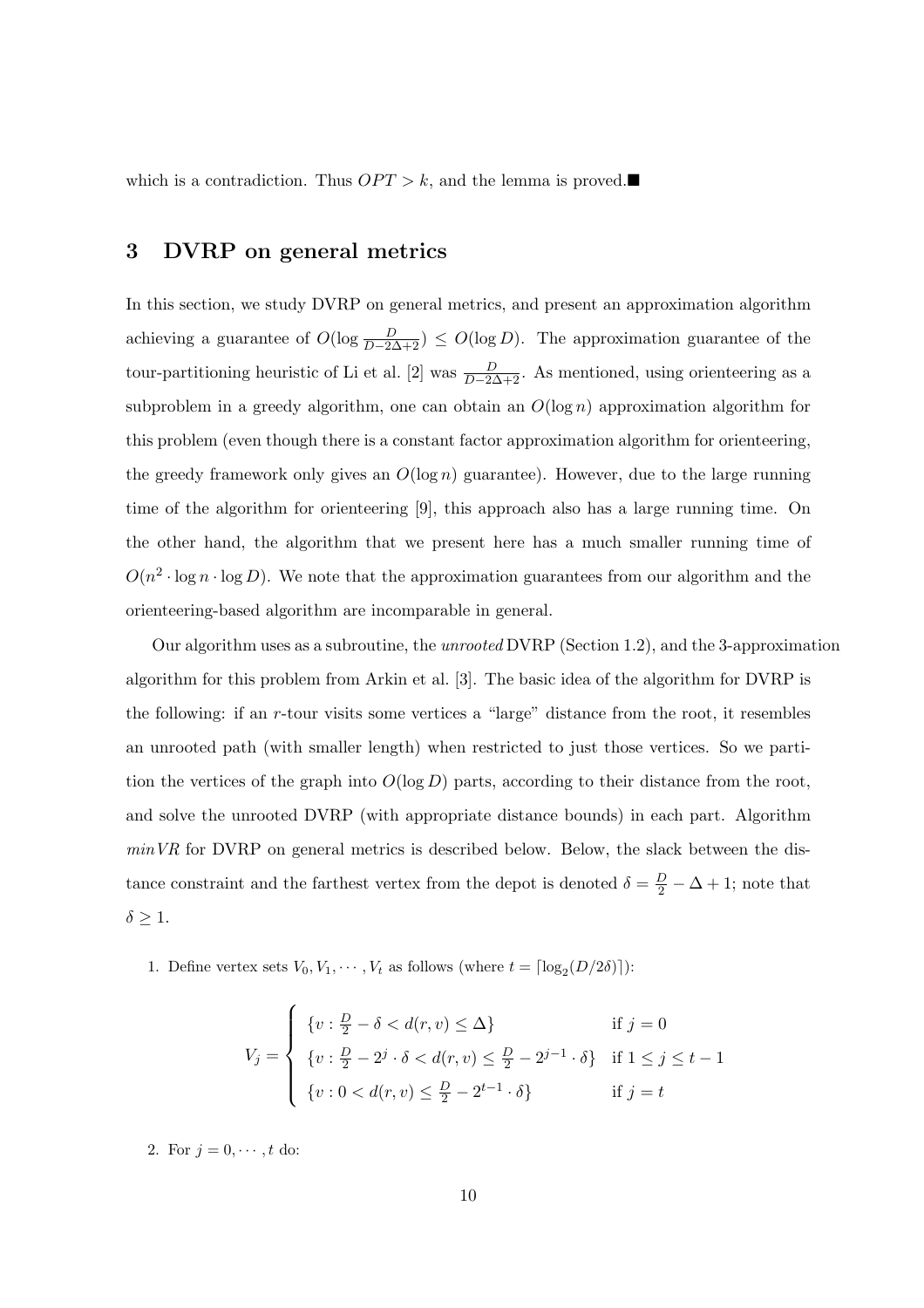which is a contradiction. Thus $OPT > k$, and the lemma is proved.■

# 3 DVRP on general metrics

In this section, we study DVRP on general metrics, and present an approximation algorithm achieving a guarantee of $O(\log \frac{D}{D-2\Delta+2}) \leq O(\log D)$. The approximation guarantee of the tour-partitioning heuristic of Li et al. [2] was $\frac{D}{D-2\Delta+2}$. As mentioned, using orienteering as a subproblem in a greedy algorithm, one can obtain an $O(\log n)$ approximation algorithm for this problem (even though there is a constant factor approximation algorithm for orienteering, the greedy framework only gives an $O(\log n)$ guarantee). However, due to the large running time of the algorithm for orienteering [9], this approach also has a large running time. On the other hand, the algorithm that we present here has a much smaller running time of $O(n^2 \cdot \log n \cdot \log D)$. We note that the approximation guarantees from our algorithm and the orienteering-based algorithm are incomparable in general.

Our algorithm uses as a subroutine, the *unrooted* DVRP (Section 1.2), and the 3-approximation algorithm for this problem from Arkin et al. [3]. The basic idea of the algorithm for DVRP is the following: if an $r$-tour visits some vertices a "large" distance from the root, it resembles an unrooted path (with smaller length) when restricted to just those vertices. So we partition the vertices of the graph into $O(\log D)$ parts, according to their distance from the root, and solve the unrooted DVRP (with appropriate distance bounds) in each part. Algorithm *minVR* for DVRP on general metrics is described below. Below, the slack between the distance constraint and the farthest vertex from the depot is denoted $\delta = \frac{D}{2} - \Delta + 1$; note that $\delta \geq 1$.

1. Define vertex sets $V_0, V_1, \cdots, V_t$ as follows (where $t = \lceil \log_2(D/2\delta) \rceil$):

$$V_j = \begin{cases} \{v : \frac{D}{2} - \delta < d(r,v) \leq \Delta\} & \text{if } j = 0 \\ \{v : \frac{D}{2} - 2^j \cdot \delta < d(r,v) \leq \frac{D}{2} - 2^{j-1} \cdot \delta\} & \text{if } 1 \leq j \leq t-1 \\ \{v : 0 < d(r,v) \leq \frac{D}{2} - 2^{t-1} \cdot \delta\} & \text{if } j = t \end{cases}$$

2. For $j = 0, \cdots, t$ do: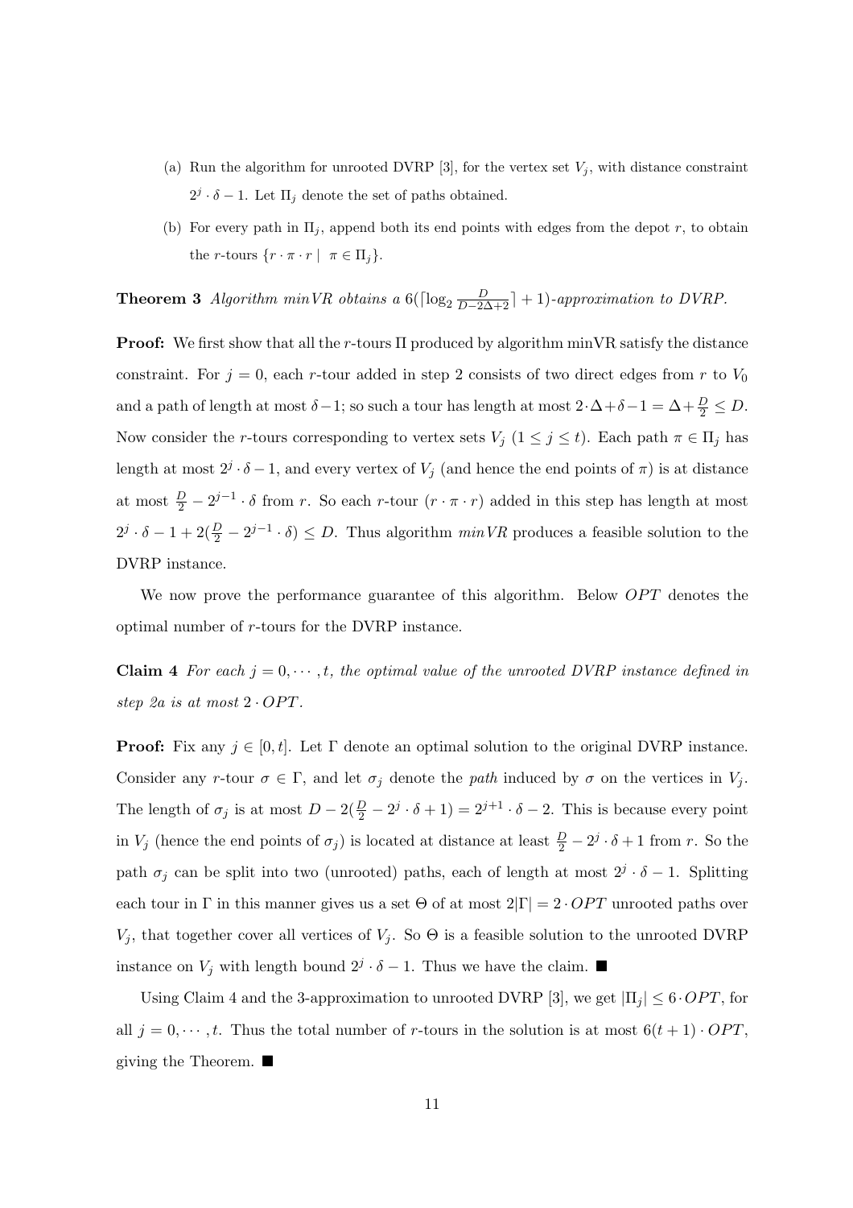(a) Run the algorithm for unrooted DVRP [3], for the vertex set $V_j$, with distance constraint $2^j \cdot \delta - 1$. Let $\Pi_j$ denote the set of paths obtained.

(b) For every path in $\Pi_j$, append both its end points with edges from the depot $r$, to obtain the $r$-tours $\{r \cdot \pi \cdot r \mid \pi \in \Pi_j\}$.

**Theorem 3** *Algorithm minVR obtains a* $6(\lceil \log_2 \frac{D}{D-2\Delta+2} \rceil + 1)$*-approximation to DVRP.*

**Proof:** We first show that all the $r$-tours $\Pi$ produced by algorithm minVR satisfy the distance constraint. For $j = 0$, each $r$-tour added in step 2 consists of two direct edges from $r$ to $V_0$ and a path of length at most $\delta - 1$; so such a tour has length at most $2 \cdot \Delta + \delta - 1 = \Delta + \frac{D}{2} \leq D$. Now consider the $r$-tours corresponding to vertex sets $V_j$ ($1 \leq j \leq t$). Each path $\pi \in \Pi_j$ has length at most $2^j \cdot \delta - 1$, and every vertex of $V_j$ (and hence the end points of $\pi$) is at distance at most $\frac{D}{2} - 2^{j-1} \cdot \delta$ from $r$. So each $r$-tour $(r \cdot \pi \cdot r)$ added in this step has length at most $2^j \cdot \delta - 1 + 2(\frac{D}{2} - 2^{j-1} \cdot \delta) \leq D$. Thus algorithm *minVR* produces a feasible solution to the DVRP instance.

We now prove the performance guarantee of this algorithm. Below *OPT* denotes the optimal number of $r$-tours for the DVRP instance.

**Claim 4** *For each* $j = 0, \cdots, t$*, the optimal value of the unrooted DVRP instance defined in step 2a is at most* $2 \cdot OPT$*.*

**Proof:** Fix any $j \in [0, t]$. Let $\Gamma$ denote an optimal solution to the original DVRP instance. Consider any $r$-tour $\sigma \in \Gamma$, and let $\sigma_j$ denote the *path* induced by $\sigma$ on the vertices in $V_j$. The length of $\sigma_j$ is at most $D - 2(\frac{D}{2} - 2^j \cdot \delta + 1) = 2^{j+1} \cdot \delta - 2$. This is because every point in $V_j$ (hence the end points of $\sigma_j$) is located at distance at least $\frac{D}{2} - 2^j \cdot \delta + 1$ from $r$. So the path $\sigma_j$ can be split into two (unrooted) paths, each of length at most $2^j \cdot \delta - 1$. Splitting each tour in $\Gamma$ in this manner gives us a set $\Theta$ of at most $2|\Gamma| = 2 \cdot OPT$ unrooted paths over $V_j$, that together cover all vertices of $V_j$. So $\Theta$ is a feasible solution to the unrooted DVRP instance on $V_j$ with length bound $2^j \cdot \delta - 1$. Thus we have the claim. ■

Using Claim 4 and the 3-approximation to unrooted DVRP [3], we get $|\Pi_j| \leq 6 \cdot OPT$, for all $j = 0, \cdots, t$. Thus the total number of $r$-tours in the solution is at most $6(t+1) \cdot OPT$, giving the Theorem. ■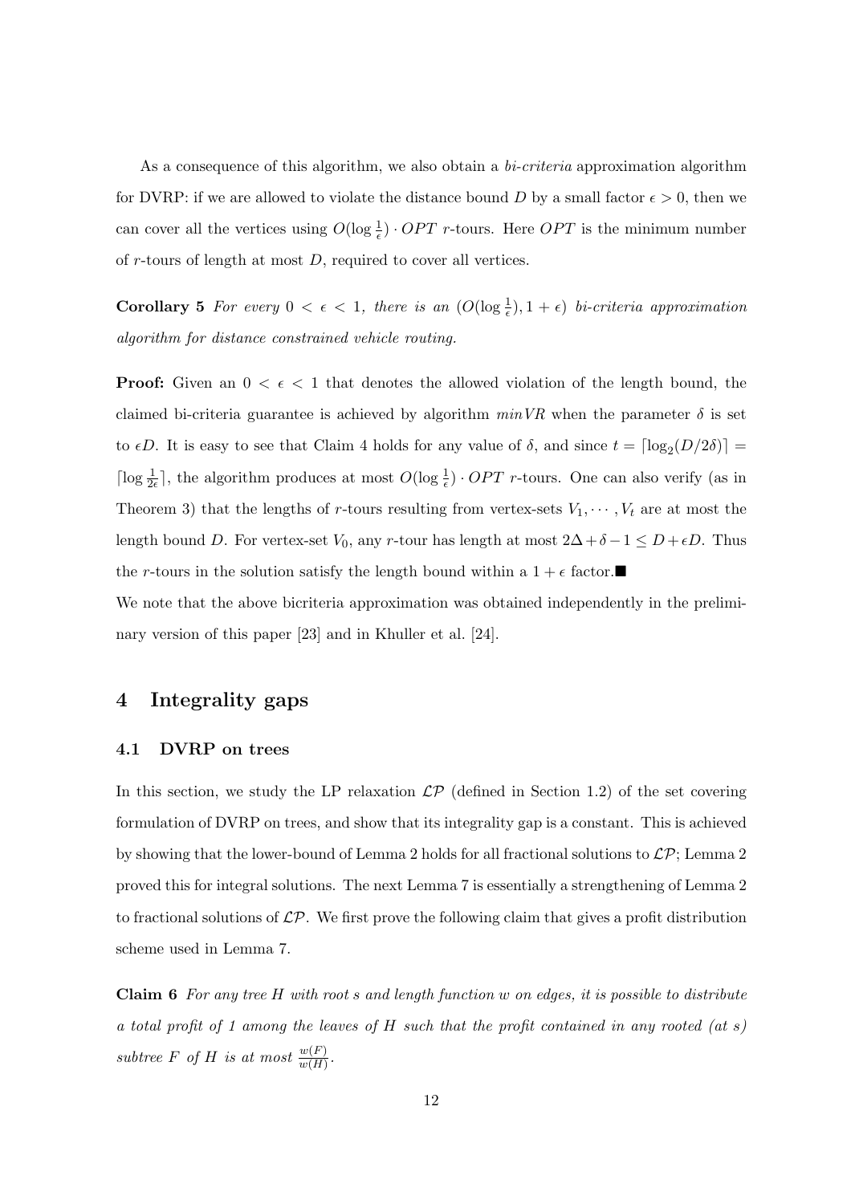As a consequence of this algorithm, we also obtain a *bi-criteria* approximation algorithm for DVRP: if we are allowed to violate the distance bound $D$ by a small factor $\epsilon > 0$, then we can cover all the vertices using $O(\log \frac{1}{\epsilon}) \cdot OPT$ $r$-tours. Here $OPT$ is the minimum number of $r$-tours of length at most $D$, required to cover all vertices.

**Corollary 5** *For every $0 < \epsilon < 1$, there is an $(O(\log \frac{1}{\epsilon}), 1 + \epsilon)$ bi-criteria approximation algorithm for distance constrained vehicle routing.*

**Proof:** Given an $0 < \epsilon < 1$ that denotes the allowed violation of the length bound, the claimed bi-criteria guarantee is achieved by algorithm $minVR$ when the parameter $\delta$ is set to $\epsilon D$. It is easy to see that Claim 4 holds for any value of $\delta$, and since $t = \lceil \log_2(D/2\delta) \rceil = \lceil \log \frac{1}{2\epsilon} \rceil$, the algorithm produces at most $O(\log \frac{1}{\epsilon}) \cdot OPT$ $r$-tours. One can also verify (as in Theorem 3) that the lengths of $r$-tours resulting from vertex-sets $V_1, \cdots, V_t$ are at most the length bound $D$. For vertex-set $V_0$, any $r$-tour has length at most $2\Delta + \delta - 1 \leq D + \epsilon D$. Thus the $r$-tours in the solution satisfy the length bound within a $1 + \epsilon$ factor.■

We note that the above bicriteria approximation was obtained independently in the preliminary version of this paper [23] and in Khuller et al. [24].

# 4 Integrality gaps

## 4.1 DVRP on trees

In this section, we study the LP relaxation $\mathcal{LP}$ (defined in Section 1.2) of the set covering formulation of DVRP on trees, and show that its integrality gap is a constant. This is achieved by showing that the lower-bound of Lemma 2 holds for all fractional solutions to $\mathcal{LP}$; Lemma 2 proved this for integral solutions. The next Lemma 7 is essentially a strengthening of Lemma 2 to fractional solutions of $\mathcal{LP}$. We first prove the following claim that gives a profit distribution scheme used in Lemma 7.

**Claim 6** *For any tree $H$ with root $s$ and length function $w$ on edges, it is possible to distribute a total profit of 1 among the leaves of $H$ such that the profit contained in any rooted (at $s$) subtree $F$ of $H$ is at most $\frac{w(F)}{w(H)}$.*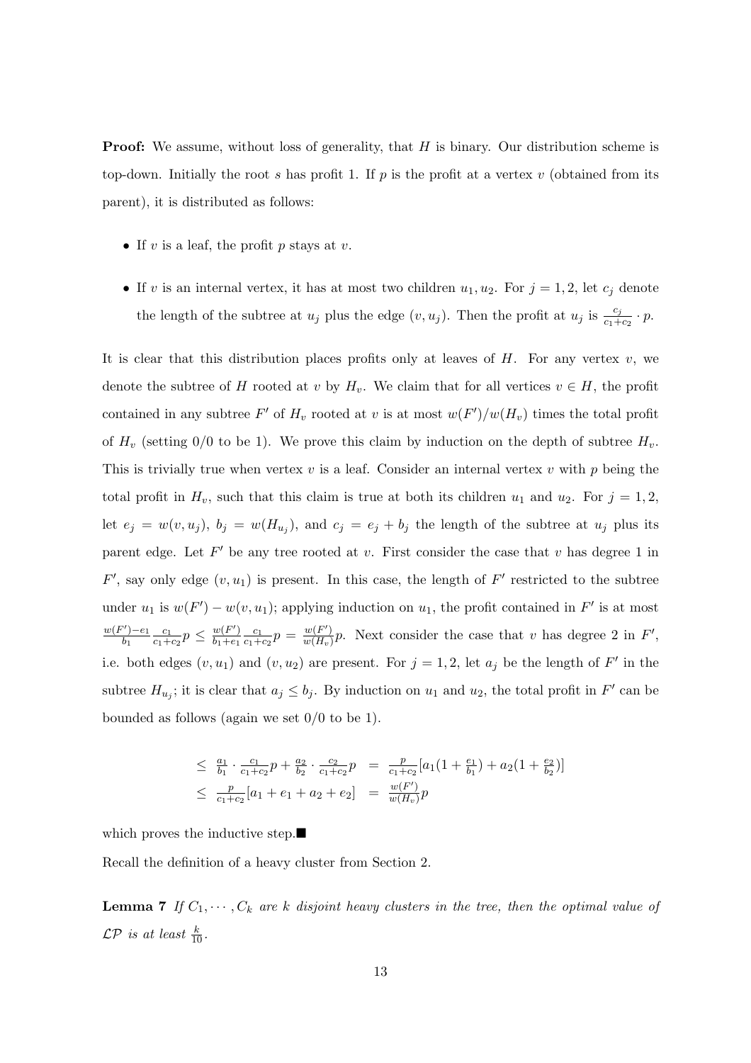**Proof:** We assume, without loss of generality, that $H$ is binary. Our distribution scheme is top-down. Initially the root $s$ has profit 1. If $p$ is the profit at a vertex $v$ (obtained from its parent), it is distributed as follows:

- If $v$ is a leaf, the profit $p$ stays at $v$.
- If $v$ is an internal vertex, it has at most two children $u_1, u_2$. For $j = 1, 2$, let $c_j$ denote the length of the subtree at $u_j$ plus the edge $(v, u_j)$. Then the profit at $u_j$ is $\frac{c_j}{c_1+c_2} \cdot p$.

It is clear that this distribution places profits only at leaves of $H$. For any vertex $v$, we denote the subtree of $H$ rooted at $v$ by $H_v$. We claim that for all vertices $v \in H$, the profit contained in any subtree $F'$ of $H_v$ rooted at $v$ is at most $w(F')/w(H_v)$ times the total profit of $H_v$ (setting $0/0$ to be 1). We prove this claim by induction on the depth of subtree $H_v$. This is trivially true when vertex $v$ is a leaf. Consider an internal vertex $v$ with $p$ being the total profit in $H_v$, such that this claim is true at both its children $u_1$ and $u_2$. For $j = 1, 2$, let $e_j = w(v, u_j)$, $b_j = w(H_{u_j})$, and $c_j = e_j + b_j$ the length of the subtree at $u_j$ plus its parent edge. Let $F'$ be any tree rooted at $v$. First consider the case that $v$ has degree 1 in $F'$, say only edge $(v, u_1)$ is present. In this case, the length of $F'$ restricted to the subtree under $u_1$ is $w(F') - w(v, u_1)$; applying induction on $u_1$, the profit contained in $F'$ is at most $\frac{w(F')-e_1}{b_1} \frac{c_1}{c_1+c_2} p \leq \frac{w(F')}{b_1+e_1} \frac{c_1}{c_1+c_2} p = \frac{w(F')}{w(H_v)} p$. Next consider the case that $v$ has degree 2 in $F'$, i.e. both edges $(v, u_1)$ and $(v, u_2)$ are present. For $j = 1, 2$, let $a_j$ be the length of $F'$ in the subtree $H_{u_j}$; it is clear that $a_j \leq b_j$. By induction on $u_1$ and $u_2$, the total profit in $F'$ can be bounded as follows (again we set $0/0$ to be 1).

$$
\begin{aligned}
&\leq \frac{a_1}{b_1} \cdot \frac{c_1}{c_1+c_2} p + \frac{a_2}{b_2} \cdot \frac{c_2}{c_1+c_2} p &&= \frac{p}{c_1+c_2}\left[a_1\left(1 + \frac{e_1}{b_1}\right) + a_2\left(1 + \frac{e_2}{b_2}\right)\right] \\
&\leq \frac{p}{c_1+c_2}[a_1 + e_1 + a_2 + e_2] &&= \frac{w(F')}{w(H_v)} p
\end{aligned}
$$

which proves the inductive step.■

Recall the definition of a heavy cluster from Section 2.

**Lemma 7** *If $C_1, \cdots, C_k$ are $k$ disjoint heavy clusters in the tree, then the optimal value of $\mathcal{LP}$ is at least $\frac{k}{10}$.*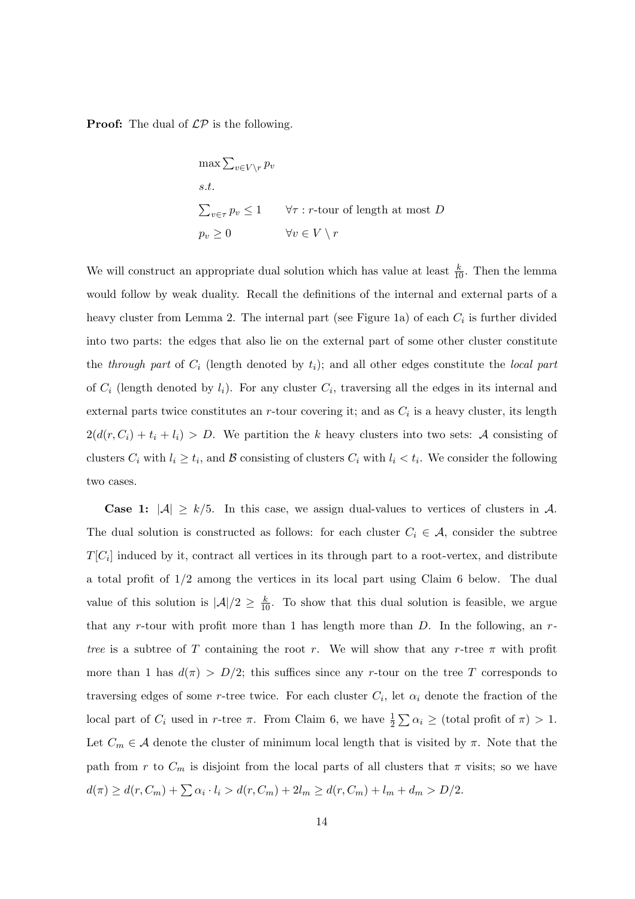**Proof:** The dual of $\mathcal{LP}$ is the following.

$$
\begin{array}{ll}
\max \sum_{v \in V \setminus r} p_v & \\
s.t. & \\
\sum_{v \in \tau} p_v \leq 1 & \forall \tau : r\text{-tour of length at most } D \\
p_v \geq 0 & \forall v \in V \setminus r
\end{array}
$$

We will construct an appropriate dual solution which has value at least $\frac{k}{10}$. Then the lemma would follow by weak duality. Recall the definitions of the internal and external parts of a heavy cluster from Lemma 2. The internal part (see Figure 1a) of each $C_i$ is further divided into two parts: the edges that also lie on the external part of some other cluster constitute the *through part* of $C_i$ (length denoted by $t_i$); and all other edges constitute the *local part* of $C_i$ (length denoted by $l_i$). For any cluster $C_i$, traversing all the edges in its internal and external parts twice constitutes an $r$-tour covering it; and as $C_i$ is a heavy cluster, its length $2(d(r, C_i) + t_i + l_i) > D$. We partition the $k$ heavy clusters into two sets: $\mathcal{A}$ consisting of clusters $C_i$ with $l_i \geq t_i$, and $\mathcal{B}$ consisting of clusters $C_i$ with $l_i < t_i$. We consider the following two cases.

**Case 1:** $|\mathcal{A}| \geq k/5$. In this case, we assign dual-values to vertices of clusters in $\mathcal{A}$. The dual solution is constructed as follows: for each cluster $C_i \in \mathcal{A}$, consider the subtree $T[C_i]$ induced by it, contract all vertices in its through part to a root-vertex, and distribute a total profit of $1/2$ among the vertices in its local part using Claim 6 below. The dual value of this solution is $|\mathcal{A}|/2 \geq \frac{k}{10}$. To show that this dual solution is feasible, we argue that any $r$-tour with profit more than 1 has length more than $D$. In the following, an *$r$-tree* is a subtree of $T$ containing the root $r$. We will show that any $r$-tree $\pi$ with profit more than 1 has $d(\pi) > D/2$; this suffices since any $r$-tour on the tree $T$ corresponds to traversing edges of some $r$-tree twice. For each cluster $C_i$, let $\alpha_i$ denote the fraction of the local part of $C_i$ used in $r$-tree $\pi$. From Claim 6, we have $\frac{1}{2} \sum \alpha_i \geq$ (total profit of $\pi$) $> 1$. Let $C_m \in \mathcal{A}$ denote the cluster of minimum local length that is visited by $\pi$. Note that the path from $r$ to $C_m$ is disjoint from the local parts of all clusters that $\pi$ visits; so we have $d(\pi) \geq d(r, C_m) + \sum \alpha_i \cdot l_i > d(r, C_m) + 2l_m \geq d(r, C_m) + l_m + d_m > D/2$.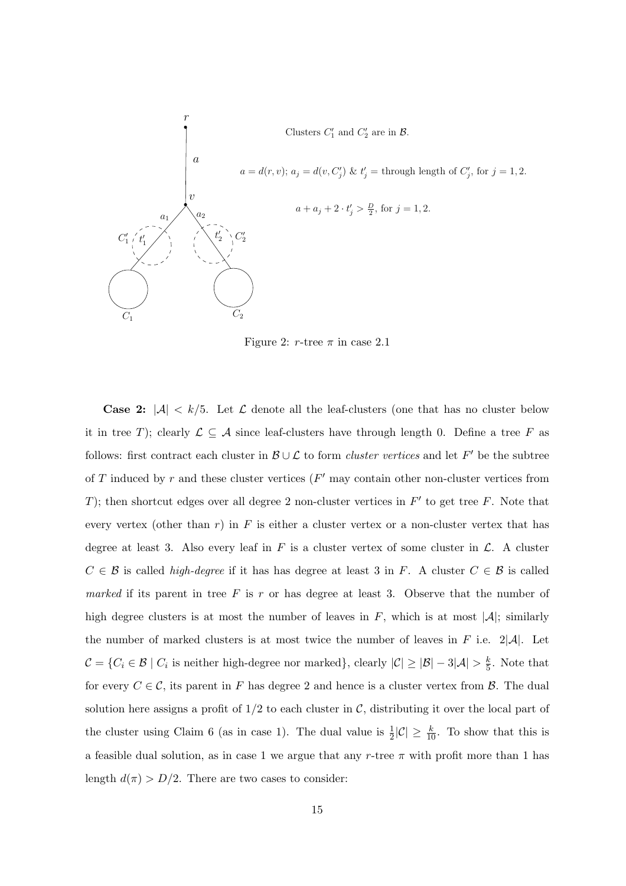Clusters $C_1'$ and $C_2'$ are in $\mathcal{B}$.

$a = d(r, v)$; $a_j = d(v, C_j')$ & $t_j'$ = through length of $C_j'$, for $j = 1, 2$.

$a + a_j + 2 \cdot t_j' > \frac{D}{2}$, for $j = 1, 2$.

Figure 2: $r$-tree $\pi$ in case 2.1

**Case 2:** $|\mathcal{A}| < k/5$. Let $\mathcal{L}$ denote all the leaf-clusters (one that has no cluster below it in tree $T$); clearly $\mathcal{L} \subseteq \mathcal{A}$ since leaf-clusters have through length 0. Define a tree $F$ as follows: first contract each cluster in $\mathcal{B} \cup \mathcal{L}$ to form *cluster vertices* and let $F'$ be the subtree of $T$ induced by $r$ and these cluster vertices ($F'$ may contain other non-cluster vertices from $T$); then shortcut edges over all degree 2 non-cluster vertices in $F'$ to get tree $F$. Note that every vertex (other than $r$) in $F$ is either a cluster vertex or a non-cluster vertex that has degree at least 3. Also every leaf in $F$ is a cluster vertex of some cluster in $\mathcal{L}$. A cluster $C \in \mathcal{B}$ is called *high-degree* if it has has degree at least 3 in $F$. A cluster $C \in \mathcal{B}$ is called *marked* if its parent in tree $F$ is $r$ or has degree at least 3. Observe that the number of high degree clusters is at most the number of leaves in $F$, which is at most $|\mathcal{A}|$; similarly the number of marked clusters is at most twice the number of leaves in $F$ i.e. $2|\mathcal{A}|$. Let $\mathcal{C} = \{C_i \in \mathcal{B} \mid C_i \text{ is neither high-degree nor marked}\}$, clearly $|\mathcal{C}| \geq |\mathcal{B}| - 3|\mathcal{A}| > \frac{k}{5}$. Note that for every $C \in \mathcal{C}$, its parent in $F$ has degree 2 and hence is a cluster vertex from $\mathcal{B}$. The dual solution here assigns a profit of $1/2$ to each cluster in $\mathcal{C}$, distributing it over the local part of the cluster using Claim 6 (as in case 1). The dual value is $\frac{1}{2}|\mathcal{C}| \geq \frac{k}{10}$. To show that this is a feasible dual solution, as in case 1 we argue that any $r$-tree $\pi$ with profit more than 1 has length $d(\pi) > D/2$. There are two cases to consider: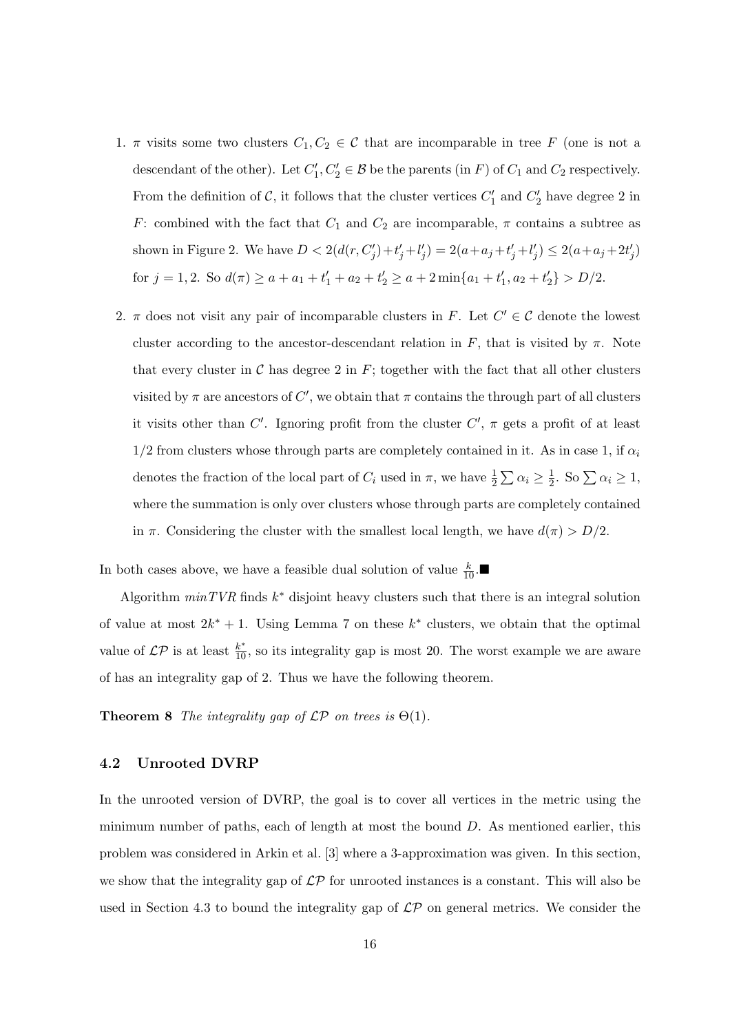1. $\pi$ visits some two clusters $C_1, C_2 \in \mathcal{C}$ that are incomparable in tree $F$ (one is not a descendant of the other). Let $C_1', C_2' \in \mathcal{B}$ be the parents (in $F$) of $C_1$ and $C_2$ respectively. From the definition of $\mathcal{C}$, it follows that the cluster vertices $C_1'$ and $C_2'$ have degree 2 in $F$: combined with the fact that $C_1$ and $C_2$ are incomparable, $\pi$ contains a subtree as shown in Figure 2. We have $D < 2(d(r, C_j') + t_j' + l_j') = 2(a + a_j + t_j' + l_j') \leq 2(a + a_j + 2t_j')$ for $j = 1, 2$. So $d(\pi) \geq a + a_1 + t_1' + a_2 + t_2' \geq a + 2\min\{a_1 + t_1', a_2 + t_2'\} > D/2$.

2. $\pi$ does not visit any pair of incomparable clusters in $F$. Let $C' \in \mathcal{C}$ denote the lowest cluster according to the ancestor-descendant relation in $F$, that is visited by $\pi$. Note that every cluster in $\mathcal{C}$ has degree 2 in $F$; together with the fact that all other clusters visited by $\pi$ are ancestors of $C'$, we obtain that $\pi$ contains the through part of all clusters it visits other than $C'$. Ignoring profit from the cluster $C'$, $\pi$ gets a profit of at least $1/2$ from clusters whose through parts are completely contained in it. As in case 1, if $\alpha_i$ denotes the fraction of the local part of $C_i$ used in $\pi$, we have $\frac{1}{2}\sum \alpha_i \geq \frac{1}{2}$. So $\sum \alpha_i \geq 1$, where the summation is only over clusters whose through parts are completely contained in $\pi$. Considering the cluster with the smallest local length, we have $d(\pi) > D/2$.

In both cases above, we have a feasible dual solution of value $\frac{k}{10}$. ■

Algorithm *minTVR* finds $k^*$ disjoint heavy clusters such that there is an integral solution of value at most $2k^* + 1$. Using Lemma 7 on these $k^*$ clusters, we obtain that the optimal value of $\mathcal{LP}$ is at least $\frac{k^*}{10}$, so its integrality gap is most 20. The worst example we are aware of has an integrality gap of 2. Thus we have the following theorem.

**Theorem 8** *The integrality gap of $\mathcal{LP}$ on trees is $\Theta(1)$.*

### 4.2 Unrooted DVRP

In the unrooted version of DVRP, the goal is to cover all vertices in the metric using the minimum number of paths, each of length at most the bound $D$. As mentioned earlier, this problem was considered in Arkin et al. [3] where a 3-approximation was given. In this section, we show that the integrality gap of $\mathcal{LP}$ for unrooted instances is a constant. This will also be used in Section 4.3 to bound the integrality gap of $\mathcal{LP}$ on general metrics. We consider the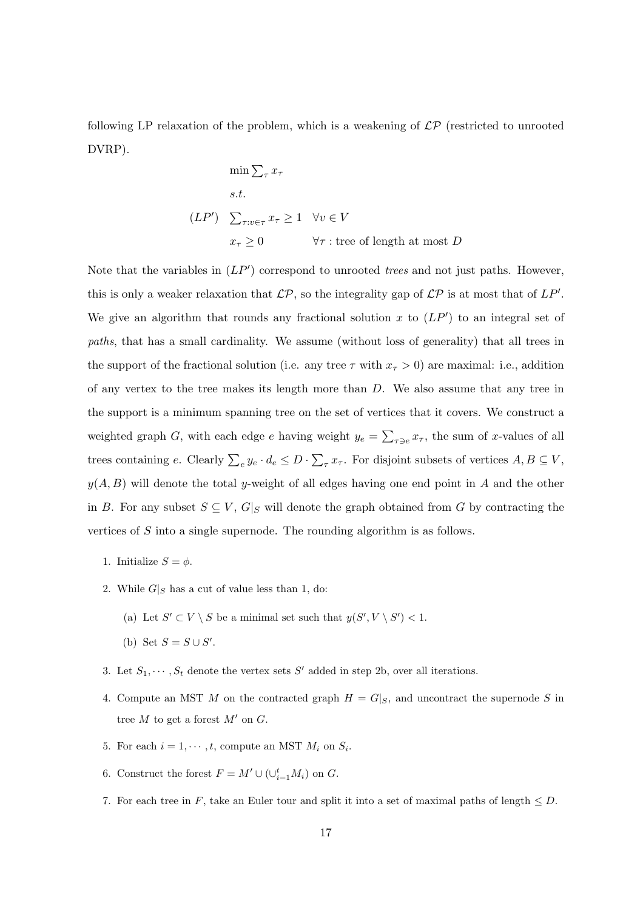following LP relaxation of the problem, which is a weakening of $\mathcal{LP}$ (restricted to unrooted DVRP).

$$
\begin{array}{lll}
 & \min \sum_\tau x_\tau & \\
 & s.t. & \\
(LP') & \sum_{\tau : v \in \tau} x_\tau \geq 1 & \forall v \in V \\
 & x_\tau \geq 0 & \forall \tau : \text{tree of length at most } D
\end{array}
$$

Note that the variables in $(LP')$ correspond to unrooted *trees* and not just paths. However, this is only a weaker relaxation that $\mathcal{LP}$, so the integrality gap of $\mathcal{LP}$ is at most that of $LP'$. We give an algorithm that rounds any fractional solution $x$ to $(LP')$ to an integral set of *paths*, that has a small cardinality. We assume (without loss of generality) that all trees in the support of the fractional solution (i.e. any tree $\tau$ with $x_\tau > 0$) are maximal: i.e., addition of any vertex to the tree makes its length more than $D$. We also assume that any tree in the support is a minimum spanning tree on the set of vertices that it covers. We construct a weighted graph $G$, with each edge $e$ having weight $y_e = \sum_{\tau \ni e} x_\tau$, the sum of $x$-values of all trees containing $e$. Clearly $\sum_e y_e \cdot d_e \leq D \cdot \sum_\tau x_\tau$. For disjoint subsets of vertices $A, B \subseteq V$, $y(A, B)$ will denote the total $y$-weight of all edges having one end point in $A$ and the other in $B$. For any subset $S \subseteq V$, $G|_S$ will denote the graph obtained from $G$ by contracting the vertices of $S$ into a single supernode. The rounding algorithm is as follows.

1. Initialize $S = \phi$.
2. While $G|_S$ has a cut of value less than 1, do:
   (a) Let $S' \subset V \setminus S$ be a minimal set such that $y(S', V \setminus S') < 1$.
   (b) Set $S = S \cup S'$.
3. Let $S_1, \cdots, S_t$ denote the vertex sets $S'$ added in step 2b, over all iterations.
4. Compute an MST $M$ on the contracted graph $H = G|_S$, and uncontract the supernode $S$ in tree $M$ to get a forest $M'$ on $G$.
5. For each $i = 1, \cdots, t$, compute an MST $M_i$ on $S_i$.
6. Construct the forest $F = M' \cup (\cup_{i=1}^t M_i)$ on $G$.
7. For each tree in $F$, take an Euler tour and split it into a set of maximal paths of length $\leq D$.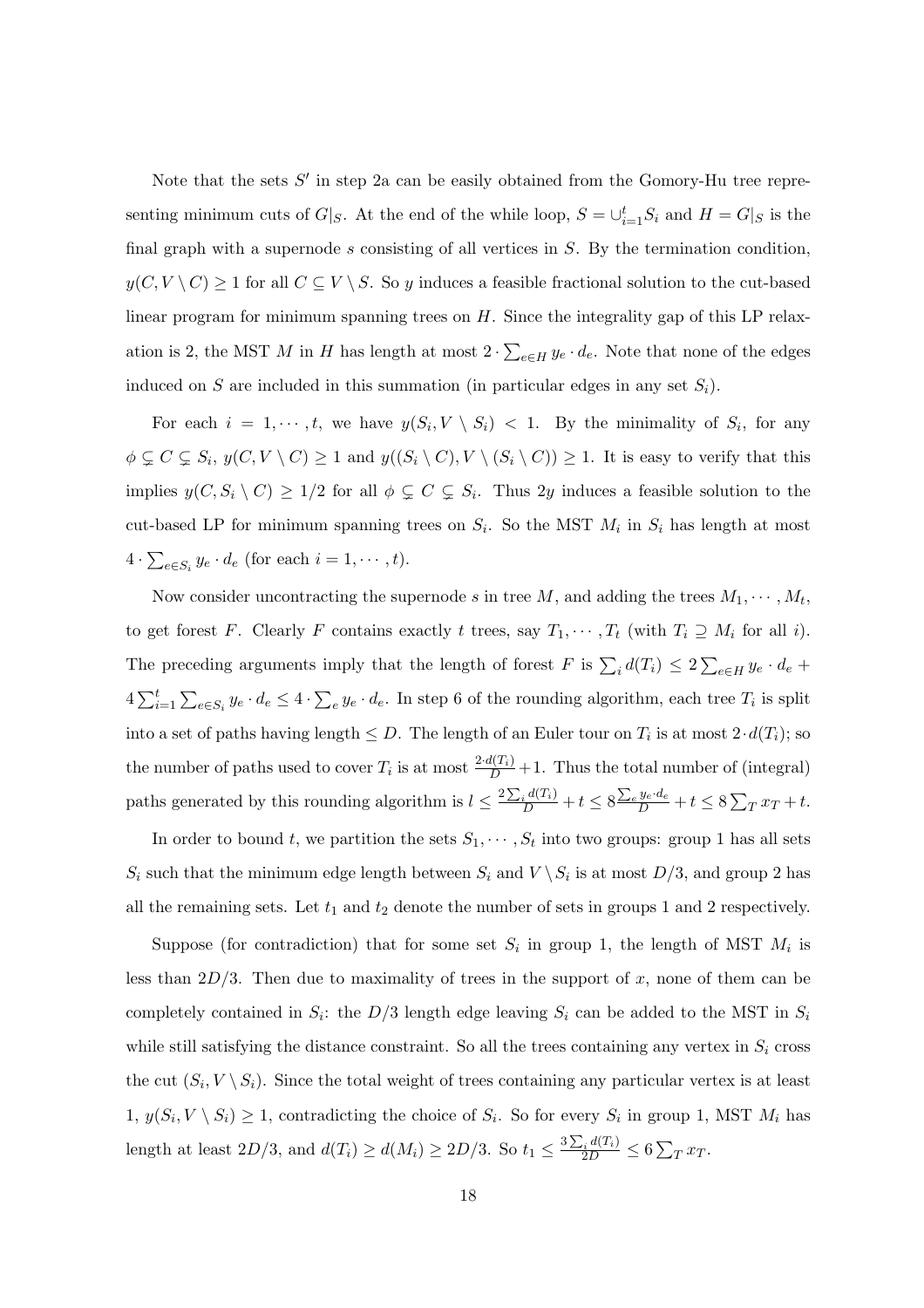Note that the sets $S'$ in step 2a can be easily obtained from the Gomory-Hu tree representing minimum cuts of $G|_S$. At the end of the while loop, $S = \cup_{i=1}^{t} S_i$ and $H = G|_S$ is the final graph with a supernode $s$ consisting of all vertices in $S$. By the termination condition, $y(C, V \setminus C) \geq 1$ for all $C \subseteq V \setminus S$. So $y$ induces a feasible fractional solution to the cut-based linear program for minimum spanning trees on $H$. Since the integrality gap of this LP relaxation is 2, the MST $M$ in $H$ has length at most $2 \cdot \sum_{e \in H} y_e \cdot d_e$. Note that none of the edges induced on $S$ are included in this summation (in particular edges in any set $S_i$).

For each $i = 1, \cdots, t$, we have $y(S_i, V \setminus S_i) < 1$. By the minimality of $S_i$, for any $\phi \subsetneq C \subsetneq S_i$, $y(C, V \setminus C) \geq 1$ and $y((S_i \setminus C), V \setminus (S_i \setminus C)) \geq 1$. It is easy to verify that this implies $y(C, S_i \setminus C) \geq 1/2$ for all $\phi \subsetneq C \subsetneq S_i$. Thus $2y$ induces a feasible solution to the cut-based LP for minimum spanning trees on $S_i$. So the MST $M_i$ in $S_i$ has length at most $4 \cdot \sum_{e \in S_i} y_e \cdot d_e$ (for each $i = 1, \cdots, t$).

Now consider uncontracting the supernode $s$ in tree $M$, and adding the trees $M_1, \cdots, M_t$, to get forest $F$. Clearly $F$ contains exactly $t$ trees, say $T_1, \cdots, T_t$ (with $T_i \supseteq M_i$ for all $i$). The preceding arguments imply that the length of forest $F$ is $\sum_i d(T_i) \leq 2 \sum_{e \in H} y_e \cdot d_e + 4 \sum_{i=1}^{t} \sum_{e \in S_i} y_e \cdot d_e \leq 4 \cdot \sum_e y_e \cdot d_e$. In step 6 of the rounding algorithm, each tree $T_i$ is split into a set of paths having length $\leq D$. The length of an Euler tour on $T_i$ is at most $2 \cdot d(T_i)$; so the number of paths used to cover $T_i$ is at most $\frac{2 \cdot d(T_i)}{D} + 1$. Thus the total number of (integral) paths generated by this rounding algorithm is $l \leq \frac{2 \sum_i d(T_i)}{D} + t \leq 8 \frac{\sum_e y_e \cdot d_e}{D} + t \leq 8 \sum_T x_T + t$.

In order to bound $t$, we partition the sets $S_1, \cdots, S_t$ into two groups: group 1 has all sets $S_i$ such that the minimum edge length between $S_i$ and $V \setminus S_i$ is at most $D/3$, and group 2 has all the remaining sets. Let $t_1$ and $t_2$ denote the number of sets in groups 1 and 2 respectively.

Suppose (for contradiction) that for some set $S_i$ in group 1, the length of MST $M_i$ is less than $2D/3$. Then due to maximality of trees in the support of $x$, none of them can be completely contained in $S_i$: the $D/3$ length edge leaving $S_i$ can be added to the MST in $S_i$ while still satisfying the distance constraint. So all the trees containing any vertex in $S_i$ cross the cut $(S_i, V \setminus S_i)$. Since the total weight of trees containing any particular vertex is at least 1, $y(S_i, V \setminus S_i) \geq 1$, contradicting the choice of $S_i$. So for every $S_i$ in group 1, MST $M_i$ has length at least $2D/3$, and $d(T_i) \geq d(M_i) \geq 2D/3$. So $t_1 \leq \frac{3 \sum_i d(T_i)}{2D} \leq 6 \sum_T x_T$.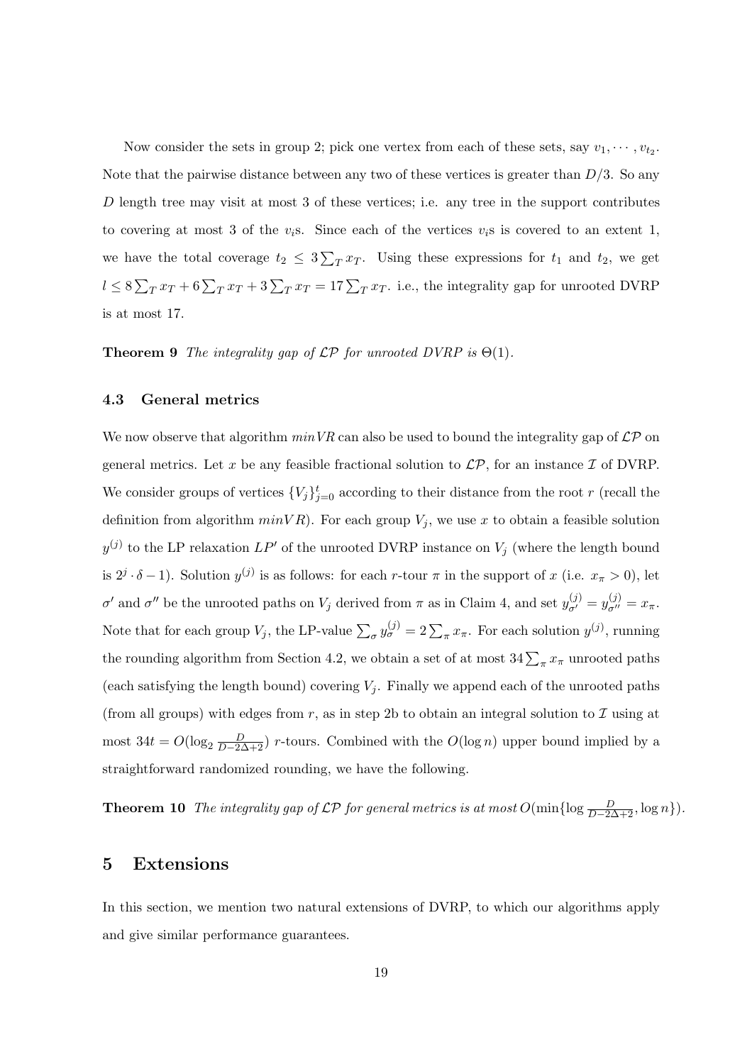Now consider the sets in group 2; pick one vertex from each of these sets, say $v_1, \cdots, v_{t_2}$. Note that the pairwise distance between any two of these vertices is greater than $D/3$. So any $D$ length tree may visit at most 3 of these vertices; i.e. any tree in the support contributes to covering at most 3 of the $v_i$s. Since each of the vertices $v_i$s is covered to an extent 1, we have the total coverage $t_2 \leq 3\sum_T x_T$. Using these expressions for $t_1$ and $t_2$, we get $l \leq 8\sum_T x_T + 6\sum_T x_T + 3\sum_T x_T = 17\sum_T x_T$. i.e., the integrality gap for unrooted DVRP is at most 17.

**Theorem 9** *The integrality gap of $\mathcal{LP}$ for unrooted DVRP is $\Theta(1)$.*

### 4.3 General metrics

We now observe that algorithm $minVR$ can also be used to bound the integrality gap of $\mathcal{LP}$ on general metrics. Let $x$ be any feasible fractional solution to $\mathcal{LP}$, for an instance $\mathcal{I}$ of DVRP. We consider groups of vertices $\{V_j\}_{j=0}^t$ according to their distance from the root $r$ (recall the definition from algorithm $minVR$). For each group $V_j$, we use $x$ to obtain a feasible solution $y^{(j)}$ to the LP relaxation $LP'$ of the unrooted DVRP instance on $V_j$ (where the length bound is $2^j \cdot \delta - 1$). Solution $y^{(j)}$ is as follows: for each $r$-tour $\pi$ in the support of $x$ (i.e. $x_\pi > 0$), let $\sigma'$ and $\sigma''$ be the unrooted paths on $V_j$ derived from $\pi$ as in Claim 4, and set $y^{(j)}_{\sigma'} = y^{(j)}_{\sigma''} = x_\pi$. Note that for each group $V_j$, the LP-value $\sum_\sigma y^{(j)}_\sigma = 2\sum_\pi x_\pi$. For each solution $y^{(j)}$, running the rounding algorithm from Section 4.2, we obtain a set of at most $34\sum_\pi x_\pi$ unrooted paths (each satisfying the length bound) covering $V_j$. Finally we append each of the unrooted paths (from all groups) with edges from $r$, as in step 2b to obtain an integral solution to $\mathcal{I}$ using at most $34t = O(\log_2 \frac{D}{D-2\Delta+2})$ $r$-tours. Combined with the $O(\log n)$ upper bound implied by a straightforward randomized rounding, we have the following.

**Theorem 10** *The integrality gap of $\mathcal{LP}$ for general metrics is at most $O(\min\{\log \frac{D}{D-2\Delta+2}, \log n\})$.*

## 5 Extensions

In this section, we mention two natural extensions of DVRP, to which our algorithms apply and give similar performance guarantees.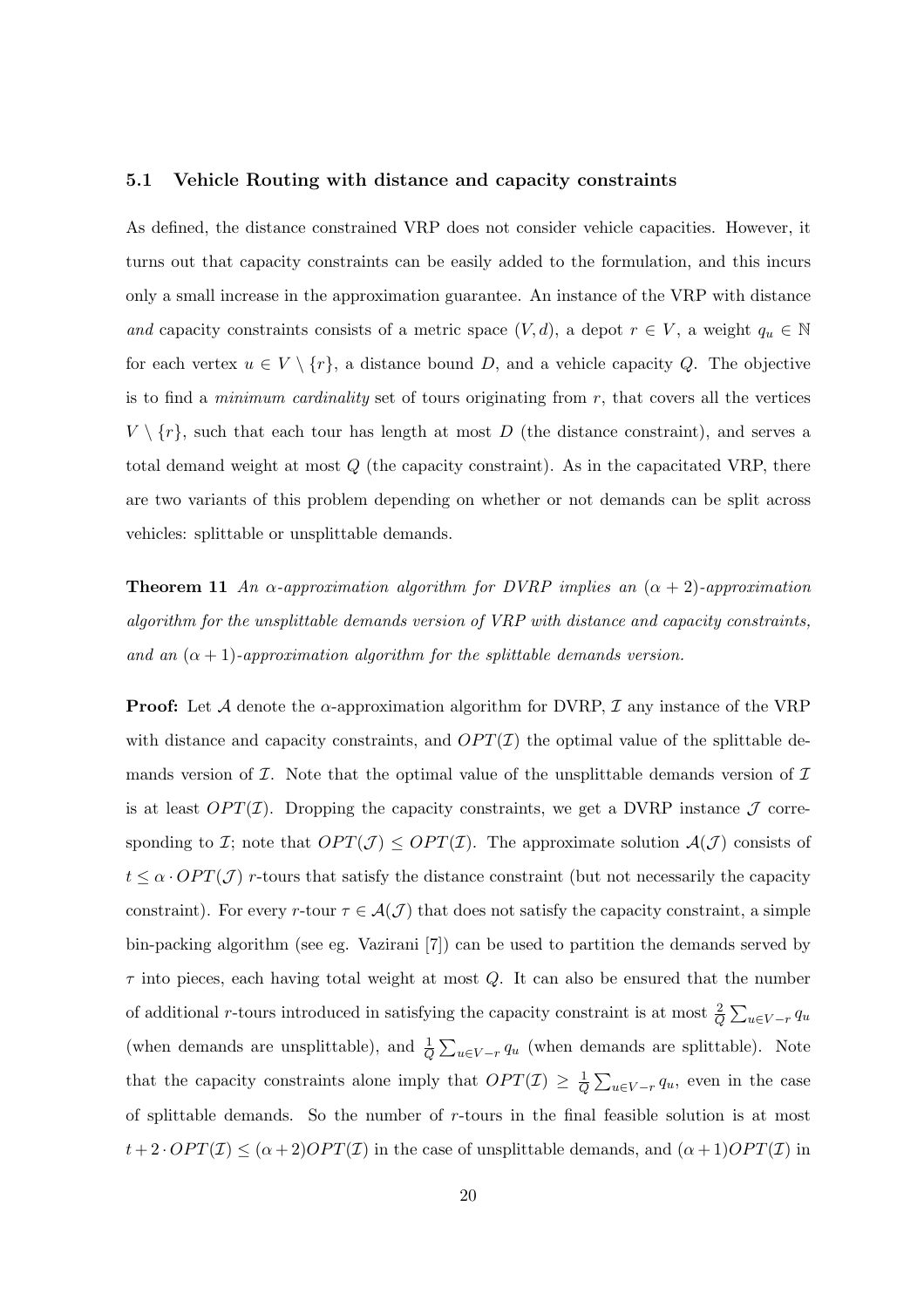### 5.1 Vehicle Routing with distance and capacity constraints

As defined, the distance constrained VRP does not consider vehicle capacities. However, it turns out that capacity constraints can be easily added to the formulation, and this incurs only a small increase in the approximation guarantee. An instance of the VRP with distance *and* capacity constraints consists of a metric space $(V, d)$, a depot $r \in V$, a weight $q_u \in \mathbb{N}$ for each vertex $u \in V \setminus \{r\}$, a distance bound $D$, and a vehicle capacity $Q$. The objective is to find a *minimum cardinality* set of tours originating from $r$, that covers all the vertices $V \setminus \{r\}$, such that each tour has length at most $D$ (the distance constraint), and serves a total demand weight at most $Q$ (the capacity constraint). As in the capacitated VRP, there are two variants of this problem depending on whether or not demands can be split across vehicles: splittable or unsplittable demands.

**Theorem 11** *An $\alpha$-approximation algorithm for DVRP implies an $(\alpha + 2)$-approximation algorithm for the unsplittable demands version of VRP with distance and capacity constraints, and an $(\alpha + 1)$-approximation algorithm for the splittable demands version.*

**Proof:** Let $\mathcal{A}$ denote the $\alpha$-approximation algorithm for DVRP, $\mathcal{I}$ any instance of the VRP with distance and capacity constraints, and $OPT(\mathcal{I})$ the optimal value of the splittable demands version of $\mathcal{I}$. Note that the optimal value of the unsplittable demands version of $\mathcal{I}$ is at least $OPT(\mathcal{I})$. Dropping the capacity constraints, we get a DVRP instance $\mathcal{J}$ corresponding to $\mathcal{I}$; note that $OPT(\mathcal{J}) \leq OPT(\mathcal{I})$. The approximate solution $\mathcal{A}(\mathcal{J})$ consists of $t \leq \alpha \cdot OPT(\mathcal{J})$ $r$-tours that satisfy the distance constraint (but not necessarily the capacity constraint). For every $r$-tour $\tau \in \mathcal{A}(\mathcal{J})$ that does not satisfy the capacity constraint, a simple bin-packing algorithm (see eg. Vazirani [7]) can be used to partition the demands served by $\tau$ into pieces, each having total weight at most $Q$. It can also be ensured that the number of additional $r$-tours introduced in satisfying the capacity constraint is at most $\frac{2}{Q}\sum_{u \in V-r} q_u$ (when demands are unsplittable), and $\frac{1}{Q}\sum_{u \in V-r} q_u$ (when demands are splittable). Note that the capacity constraints alone imply that $OPT(\mathcal{I}) \geq \frac{1}{Q}\sum_{u \in V-r} q_u$, even in the case of splittable demands. So the number of $r$-tours in the final feasible solution is at most $t + 2 \cdot OPT(\mathcal{I}) \leq (\alpha + 2)OPT(\mathcal{I})$ in the case of unsplittable demands, and $(\alpha + 1)OPT(\mathcal{I})$ in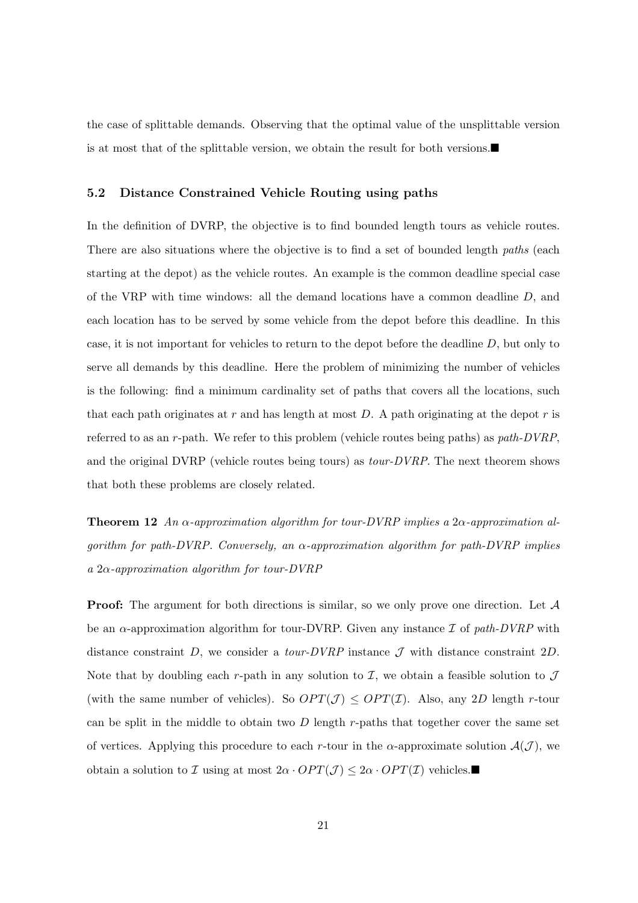the case of splittable demands. Observing that the optimal value of the unsplittable version is at most that of the splittable version, we obtain the result for both versions.■

### 5.2 Distance Constrained Vehicle Routing using paths

In the definition of DVRP, the objective is to find bounded length tours as vehicle routes. There are also situations where the objective is to find a set of bounded length *paths* (each starting at the depot) as the vehicle routes. An example is the common deadline special case of the VRP with time windows: all the demand locations have a common deadline $D$, and each location has to be served by some vehicle from the depot before this deadline. In this case, it is not important for vehicles to return to the depot before the deadline $D$, but only to serve all demands by this deadline. Here the problem of minimizing the number of vehicles is the following: find a minimum cardinality set of paths that covers all the locations, such that each path originates at $r$ and has length at most $D$. A path originating at the depot $r$ is referred to as an $r$-path. We refer to this problem (vehicle routes being paths) as *path-DVRP*, and the original DVRP (vehicle routes being tours) as *tour-DVRP*. The next theorem shows that both these problems are closely related.

**Theorem 12** *An $\alpha$-approximation algorithm for tour-DVRP implies a $2\alpha$-approximation algorithm for path-DVRP. Conversely, an $\alpha$-approximation algorithm for path-DVRP implies a $2\alpha$-approximation algorithm for tour-DVRP*

**Proof:** The argument for both directions is similar, so we only prove one direction. Let $\mathcal{A}$ be an $\alpha$-approximation algorithm for tour-DVRP. Given any instance $\mathcal{I}$ of *path-DVRP* with distance constraint $D$, we consider a *tour-DVRP* instance $\mathcal{J}$ with distance constraint $2D$. Note that by doubling each $r$-path in any solution to $\mathcal{I}$, we obtain a feasible solution to $\mathcal{J}$ (with the same number of vehicles). So $OPT(\mathcal{J}) \leq OPT(\mathcal{I})$. Also, any $2D$ length $r$-tour can be split in the middle to obtain two $D$ length $r$-paths that together cover the same set of vertices. Applying this procedure to each $r$-tour in the $\alpha$-approximate solution $\mathcal{A}(\mathcal{J})$, we obtain a solution to $\mathcal{I}$ using at most $2\alpha \cdot OPT(\mathcal{J}) \leq 2\alpha \cdot OPT(\mathcal{I})$ vehicles.■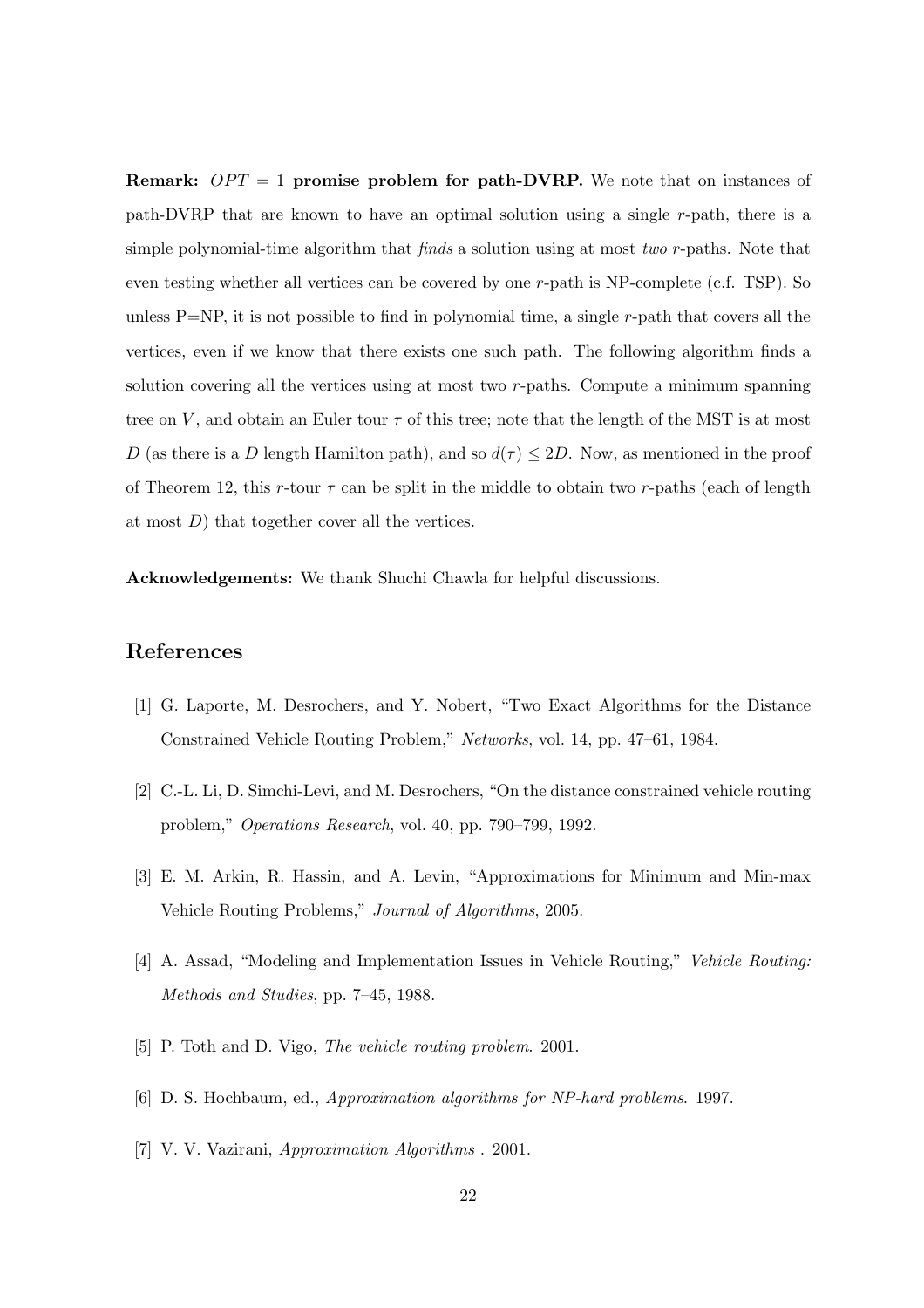**Remark: $OPT = 1$ promise problem for path-DVRP.** We note that on instances of path-DVRP that are known to have an optimal solution using a single $r$-path, there is a simple polynomial-time algorithm that *finds* a solution using at most *two* $r$-paths. Note that even testing whether all vertices can be covered by one $r$-path is NP-complete (c.f. TSP). So unless P=NP, it is not possible to find in polynomial time, a single $r$-path that covers all the vertices, even if we know that there exists one such path. The following algorithm finds a solution covering all the vertices using at most two $r$-paths. Compute a minimum spanning tree on $V$, and obtain an Euler tour $\tau$ of this tree; note that the length of the MST is at most $D$ (as there is a $D$ length Hamilton path), and so $d(\tau) \leq 2D$. Now, as mentioned in the proof of Theorem 12, this $r$-tour $\tau$ can be split in the middle to obtain two $r$-paths (each of length at most $D$) that together cover all the vertices.

**Acknowledgements:** We thank Shuchi Chawla for helpful discussions.

## References

[1] G. Laporte, M. Desrochers, and Y. Nobert, "Two Exact Algorithms for the Distance Constrained Vehicle Routing Problem," *Networks*, vol. 14, pp. 47–61, 1984.

[2] C.-L. Li, D. Simchi-Levi, and M. Desrochers, "On the distance constrained vehicle routing problem," *Operations Research*, vol. 40, pp. 790–799, 1992.

[3] E. M. Arkin, R. Hassin, and A. Levin, "Approximations for Minimum and Min-max Vehicle Routing Problems," *Journal of Algorithms*, 2005.

[4] A. Assad, "Modeling and Implementation Issues in Vehicle Routing," *Vehicle Routing: Methods and Studies*, pp. 7–45, 1988.

[5] P. Toth and D. Vigo, *The vehicle routing problem*. 2001.

[6] D. S. Hochbaum, ed., *Approximation algorithms for NP-hard problems*. 1997.

[7] V. V. Vazirani, *Approximation Algorithms* . 2001.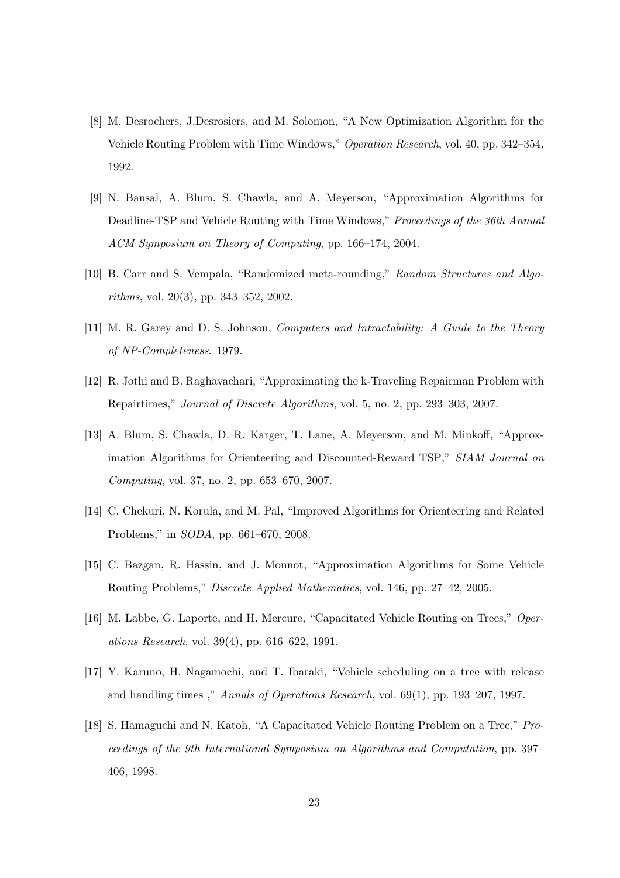[8] M. Desrochers, J.Desrosiers, and M. Solomon, "A New Optimization Algorithm for the Vehicle Routing Problem with Time Windows," *Operation Research*, vol. 40, pp. 342–354, 1992.

[9] N. Bansal, A. Blum, S. Chawla, and A. Meyerson, "Approximation Algorithms for Deadline-TSP and Vehicle Routing with Time Windows," *Proceedings of the 36th Annual ACM Symposium on Theory of Computing*, pp. 166–174, 2004.

[10] B. Carr and S. Vempala, "Randomized meta-rounding," *Random Structures and Algorithms*, vol. 20(3), pp. 343–352, 2002.

[11] M. R. Garey and D. S. Johnson, *Computers and Intractability: A Guide to the Theory of NP-Completeness*. 1979.

[12] R. Jothi and B. Raghavachari, "Approximating the k-Traveling Repairman Problem with Repairtimes," *Journal of Discrete Algorithms*, vol. 5, no. 2, pp. 293–303, 2007.

[13] A. Blum, S. Chawla, D. R. Karger, T. Lane, A. Meyerson, and M. Minkoff, "Approximation Algorithms for Orienteering and Discounted-Reward TSP," *SIAM Journal on Computing*, vol. 37, no. 2, pp. 653–670, 2007.

[14] C. Chekuri, N. Korula, and M. Pal, "Improved Algorithms for Orienteering and Related Problems," in *SODA*, pp. 661–670, 2008.

[15] C. Bazgan, R. Hassin, and J. Monnot, "Approximation Algorithms for Some Vehicle Routing Problems," *Discrete Applied Mathematics*, vol. 146, pp. 27–42, 2005.

[16] M. Labbe, G. Laporte, and H. Mercure, "Capacitated Vehicle Routing on Trees," *Operations Research*, vol. 39(4), pp. 616–622, 1991.

[17] Y. Karuno, H. Nagamochi, and T. Ibaraki, "Vehicle scheduling on a tree with release and handling times ," *Annals of Operations Research*, vol. 69(1), pp. 193–207, 1997.

[18] S. Hamaguchi and N. Katoh, "A Capacitated Vehicle Routing Problem on a Tree," *Proceedings of the 9th International Symposium on Algorithms and Computation*, pp. 397–406, 1998.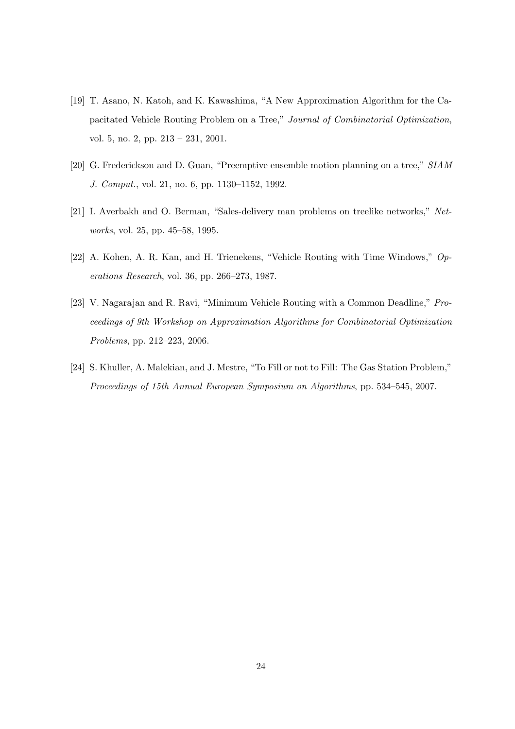[19] T. Asano, N. Katoh, and K. Kawashima, "A New Approximation Algorithm for the Capacitated Vehicle Routing Problem on a Tree," *Journal of Combinatorial Optimization*, vol. 5, no. 2, pp. 213 – 231, 2001.

[20] G. Frederickson and D. Guan, "Preemptive ensemble motion planning on a tree," *SIAM J. Comput.*, vol. 21, no. 6, pp. 1130–1152, 1992.

[21] I. Averbakh and O. Berman, "Sales-delivery man problems on treelike networks," *Networks*, vol. 25, pp. 45–58, 1995.

[22] A. Kohen, A. R. Kan, and H. Trienekens, "Vehicle Routing with Time Windows," *Operations Research*, vol. 36, pp. 266–273, 1987.

[23] V. Nagarajan and R. Ravi, "Minimum Vehicle Routing with a Common Deadline," *Proceedings of 9th Workshop on Approximation Algorithms for Combinatorial Optimization Problems*, pp. 212–223, 2006.

[24] S. Khuller, A. Malekian, and J. Mestre, "To Fill or not to Fill: The Gas Station Problem," *Proceedings of 15th Annual European Symposium on Algorithms*, pp. 534–545, 2007.